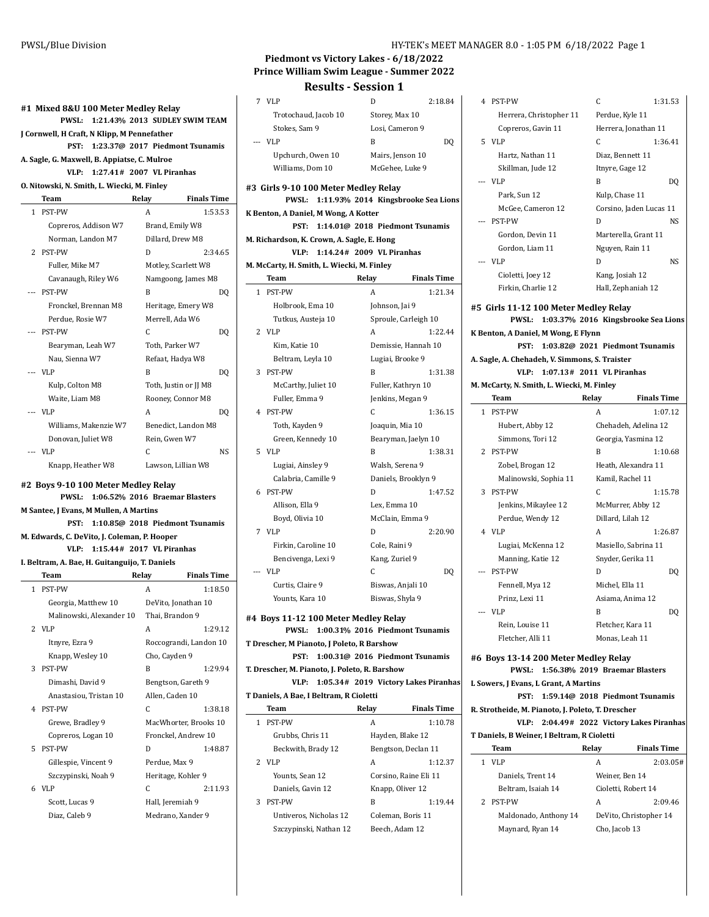# Piedmont vs Victory Lakes - 6/18/2022

## Prince William Swim League - Summer 2022

## Results - Session 1

### #1 Mixed 8&U 100 Meter Medley Relay

**PWSL: 1:21.43% 2013 SUDLEY SWIM TEAM**
**J Cornwell, H Craft, N Klipp, M Pennefather**
**PST: 1:23.37@ 2017 Piedmont Tsunamis**
**A. Sagle, G. Maxwell, B. Appiatse, C. Mulroe**
**VLP: 1:27.41# 2007 VL Piranhas**
**O. Nitowski, N. Smith, L. Wiecki, M. Finley**

| | Team | Relay | Finals Time |
|---|---|---|---|
| 1 | PST-PW | A | 1:53.53 |
| | Copreros, Addison W7 | Brand, Emily W8 | |
| | Norman, Landon M7 | Dillard, Drew M8 | |
| 2 | PST-PW | D | 2:34.65 |
| | Fuller, Mike M7 | Motley, Scarlett W8 | |
| | Cavanaugh, Riley W6 | Namgoong, James M8 | |
| --- | PST-PW | B | DQ |
| | Fronckel, Brennan M8 | Heritage, Emery W8 | |
| | Perdue, Rosie W7 | Merrell, Ada W6 | |
| --- | PST-PW | C | DQ |
| | Bearyman, Leah W7 | Toth, Parker W7 | |
| | Nau, Sienna W7 | Refaat, Hadya W8 | |
| --- | VLP | B | DQ |
| | Kulp, Colton M8 | Toth, Justin or JJ M8 | |
| | Waite, Liam M8 | Rooney, Connor M8 | |
| --- | VLP | A | DQ |
| | Williams, Makenzie W7 | Benedict, Landon M8 | |
| | Donovan, Juliet W8 | Rein, Gwen W7 | |
| --- | VLP | C | NS |
| | Knapp, Heather W8 | Lawson, Lillian W8 | |

### #2 Boys 9-10 100 Meter Medley Relay

**PWSL: 1:06.52% 2016 Braemar Blasters**
**M Santee, J Evans, M Mullen, A Martins**
**PST: 1:10.85@ 2018 Piedmont Tsunamis**
**M. Edwards, C. DeVito, J. Coleman, P. Hooper**
**VLP: 1:15.44# 2017 VL Piranhas**
**I. Beltram, A. Bae, H. Guitanguijo, T. Daniels**

| | Team | Relay | Finals Time |
|---|---|---|---|
| 1 | PST-PW | A | 1:18.50 |
| | Georgia, Matthew 10 | DeVito, Jonathan 10 | |
| | Malinowski, Alexander 10 | Thai, Brandon 9 | |
| 2 | VLP | A | 1:29.12 |
| | Itnyre, Ezra 9 | Roccograndi, Landon 10 | |
| | Knapp, Wesley 10 | Cho, Cayden 9 | |
| 3 | PST-PW | B | 1:29.94 |
| | Dimashi, David 9 | Bengtson, Gareth 9 | |
| | Anastasiou, Tristan 10 | Allen, Caden 10 | |
| 4 | PST-PW | C | 1:38.18 |
| | Grewe, Bradley 9 | MacWhorter, Brooks 10 | |
| | Copreros, Logan 10 | Fronckel, Andrew 10 | |
| 5 | PST-PW | D | 1:48.87 |
| | Gillespie, Vincent 9 | Perdue, Max 9 | |
| | Szczypinski, Noah 9 | Heritage, Kohler 9 | |
| 6 | VLP | C | 2:11.93 |
| | Scott, Lucas 9 | Hall, Jeremiah 9 | |
| | Diaz, Caleb 9 | Medrano, Xander 9 | |
| 7 | VLP | D | 2:18.84 |
| | Trotochaud, Jacob 10 | Storey, Max 10 | |
| | Stokes, Sam 9 | Losi, Cameron 9 | |
| --- | VLP | B | DQ |
| | Upchurch, Owen 10 | Mairs, Jenson 10 | |
| | Williams, Dom 10 | McGehee, Luke 9 | |

### #3 Girls 9-10 100 Meter Medley Relay

**PWSL: 1:11.93% 2014 Kingsbrooke Sea Lions**
**K Benton, A Daniel, M Wong, A Kotter**
**PST: 1:14.01@ 2018 Piedmont Tsunamis**
**M. Richardson, K. Crown, A. Sagle, E. Hong**
**VLP: 1:14.24# 2009 VL Piranhas**
**M. McCarty, H. Smith, L. Wiecki, M. Finley**

| | Team | Relay | Finals Time |
|---|---|---|---|
| 1 | PST-PW | A | 1:21.34 |
| | Holbrook, Ema 10 | Johnson, Jai 9 | |
| | Tutkus, Austeja 10 | Sproule, Carleigh 10 | |
| 2 | VLP | A | 1:22.44 |
| | Kim, Katie 10 | Demissie, Hannah 10 | |
| | Beltram, Leyla 10 | Lugiai, Brooke 9 | |
| 3 | PST-PW | B | 1:31.38 |
| | McCarthy, Juliet 10 | Fuller, Kathryn 10 | |
| | Fuller, Emma 9 | Jenkins, Megan 9 | |
| 4 | PST-PW | C | 1:36.15 |
| | Toth, Kayden 9 | Joaquin, Mia 10 | |
| | Green, Kennedy 10 | Bearyman, Jaelyn 10 | |
| 5 | VLP | B | 1:38.31 |
| | Lugiai, Ainsley 9 | Walsh, Serena 9 | |
| | Calabria, Camille 9 | Daniels, Brooklyn 9 | |
| 6 | PST-PW | D | 1:47.52 |
| | Allison, Ella 9 | Lex, Emma 10 | |
| | Boyd, Olivia 10 | McClain, Emma 9 | |
| 7 | VLP | D | 2:20.90 |
| | Firkin, Caroline 10 | Cole, Raini 9 | |
| | Bencivenga, Lexi 9 | Kang, Zuriel 9 | |
| --- | VLP | C | DQ |
| | Curtis, Claire 9 | Biswas, Anjali 10 | |
| | Younts, Kara 10 | Biswas, Shyla 9 | |

### #4 Boys 11-12 100 Meter Medley Relay

**PWSL: 1:00.31% 2016 Piedmont Tsunami**
**T Drescher, M Pianoto, J Poleto, R Barshow**
**PST: 1:00.31@ 2016 Piedmont Tsunamis**
**T. Drescher, M. Pianoto, J. Poleto, R. Barshow**
**VLP: 1:05.34# 2019 Victory Lakes Piranhas**
**T Daniels, A Bae, I Beltram, R Cioletti**

| | Team | Relay | Finals Time |
|---|---|---|---|
| 1 | PST-PW | A | 1:10.78 |
| | Grubbs, Chris 11 | Hayden, Blake 12 | |
| | Beckwith, Brady 12 | Bengtson, Declan 11 | |
| 2 | VLP | A | 1:12.37 |
| | Younts, Sean 12 | Corsino, Raine Eli 11 | |
| | Daniels, Gavin 12 | Knapp, Oliver 12 | |
| 3 | PST-PW | B | 1:19.44 |
| | Untiveros, Nicholas 12 | Coleman, Boris 11 | |
| | Szczypinski, Nathan 12 | Beech, Adam 12 | |
| 4 | PST-PW | C | 1:31.53 |
| | Herrera, Christopher 11 | Perdue, Kyle 11 | |
| | Copreros, Gavin 11 | Herrera, Jonathan 11 | |
| 5 | VLP | C | 1:36.41 |
| | Hartz, Nathan 11 | Diaz, Bennett 11 | |
| | Skillman, Jude 12 | Itnyre, Gage 12 | |
| --- | VLP | B | DQ |
| | Park, Sun 12 | Kulp, Chase 11 | |
| | McGee, Cameron 12 | Corsino, Jaden Lucas 11 | |
| --- | PST-PW | D | NS |
| | Gordon, Devin 11 | Marterella, Grant 11 | |
| | Gordon, Liam 11 | Nguyen, Rain 11 | |
| --- | VLP | D | NS |
| | Cioletti, Joey 12 | Kang, Josiah 12 | |
| | Firkin, Charlie 12 | Hall, Zephaniah 12 | |

### #5 Girls 11-12 100 Meter Medley Relay

**PWSL: 1:03.37% 2016 Kingsbrooke Sea Lions**
**K Benton, A Daniel, M Wong, E Flynn**
**PST: 1:03.82@ 2021 Piedmont Tsunamis**
**A. Sagle, A. Chehadeh, V. Simmons, S. Traister**
**VLP: 1:07.13# 2011 VL Piranhas**
**M. McCarty, N. Smith, L. Wiecki, M. Finley**

| | Team | Relay | Finals Time |
|---|---|---|---|
| 1 | PST-PW | A | 1:07.12 |
| | Hubert, Abby 12 | Chehadeh, Adelina 12 | |
| | Simmons, Tori 12 | Georgia, Yasmina 12 | |
| 2 | PST-PW | B | 1:10.68 |
| | Zobel, Brogan 12 | Heath, Alexandra 11 | |
| | Malinowski, Sophia 11 | Kamil, Rachel 11 | |
| 3 | PST-PW | C | 1:15.78 |
| | Jenkins, Mikaylee 12 | McMurrer, Abby 12 | |
| | Perdue, Wendy 12 | Dillard, Lilah 12 | |
| 4 | VLP | A | 1:26.87 |
| | Lugiai, McKenna 12 | Masiello, Sabrina 11 | |
| | Manning, Katie 12 | Snyder, Gerika 11 | |
| --- | PST-PW | D | DQ |
| | Fennell, Mya 12 | Michel, Ella 11 | |
| | Prinz, Lexi 11 | Asiama, Anima 12 | |
| --- | VLP | B | DQ |
| | Rein, Louise 11 | Fletcher, Kara 11 | |
| | Fletcher, Alli 11 | Monas, Leah 11 | |

### #6 Boys 13-14 200 Meter Medley Relay

**PWSL: 1:56.38% 2019 Braemar Blasters**
**L Sowers, J Evans, L Grant, A Martins**
**PST: 1:59.14@ 2018 Piedmont Tsunamis**
**R. Strotheide, M. Pianoto, J. Poleto, T. Drescher**
**VLP: 2:04.49# 2022 Victory Lakes Piranhas**
**T Daniels, B Weiner, I Beltram, R Cioletti**

| | Team | Relay | Finals Time |
|---|---|---|---|
| 1 | VLP | A | 2:03.05# |
| | Daniels, Trent 14 | Weiner, Ben 14 | |
| | Beltram, Isaiah 14 | Cioletti, Robert 14 | |
| 2 | PST-PW | A | 2:09.46 |
| | Maldonado, Anthony 14 | DeVito, Christopher 14 | |
| | Maynard, Ryan 14 | Cho, Jacob 13 | |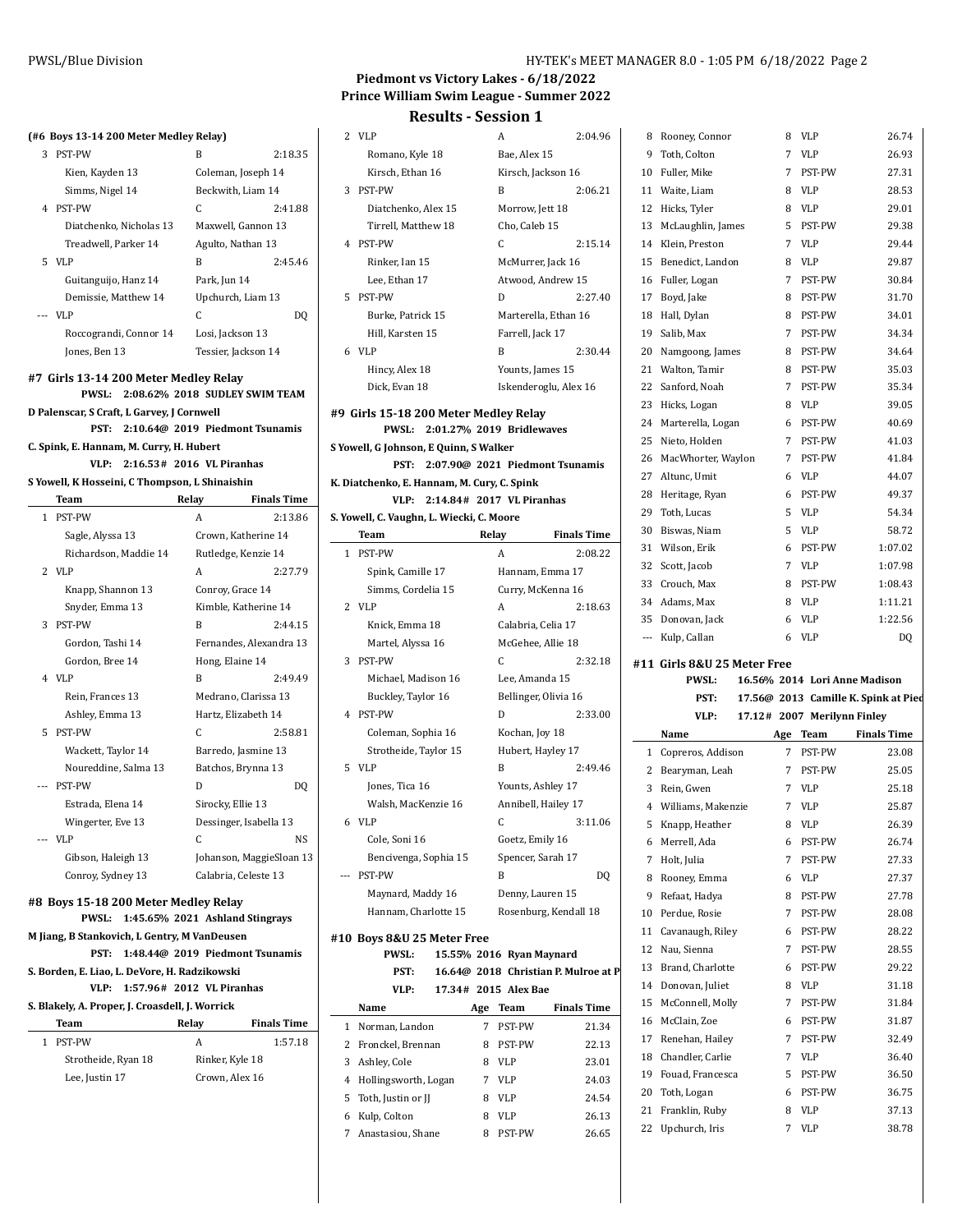**Piedmont vs Victory Lakes - 6/18/2022**
**Prince William Swim League - Summer 2022**

## Results - Session 1

### (#6 Boys 13-14 200 Meter Medley Relay)

| | Team | Relay | Finals Time |
|---|---|---|---|
| 3 | PST-PW | B | 2:18.35 |
| | Kien, Kayden 13 | Coleman, Joseph 14 | |
| | Simms, Nigel 14 | Beckwith, Liam 14 | |
| 4 | PST-PW | C | 2:41.88 |
| | Diatchenko, Nicholas 13 | Maxwell, Gannon 13 | |
| | Treadwell, Parker 14 | Agulto, Nathan 13 | |
| 5 | VLP | B | 2:45.46 |
| | Guitanguijo, Hanz 14 | Park, Jun 14 | |
| | Demissie, Matthew 14 | Upchurch, Liam 13 | |
| --- | VLP | C | DQ |
| | Roccograndi, Connor 14 | Losi, Jackson 13 | |
| | Jones, Ben 13 | Tessier, Jackson 14 | |

### #7 Girls 13-14 200 Meter Medley Relay

PWSL: 2:08.62% 2018 SUDLEY SWIM TEAM
D Palenscar, S Craft, L Garvey, J Cornwell
PST: 2:10.64@ 2019 Piedmont Tsunamis
C. Spink, E. Hannam, M. Curry, H. Hubert
VLP: 2:16.53# 2016 VL Piranhas
S Yowell, K Hosseini, C Thompson, L Shinaishin

| | Team | Relay | Finals Time |
|---|---|---|---|
| 1 | PST-PW | A | 2:13.86 |
| | Sagle, Alyssa 13 | Crown, Katherine 14 | |
| | Richardson, Maddie 14 | Rutledge, Kenzie 14 | |
| 2 | VLP | A | 2:27.79 |
| | Knapp, Shannon 13 | Conroy, Grace 14 | |
| | Snyder, Emma 13 | Kimble, Katherine 14 | |
| 3 | PST-PW | B | 2:44.15 |
| | Gordon, Tashi 14 | Fernandes, Alexandra 13 | |
| | Gordon, Bree 14 | Hong, Elaine 14 | |
| 4 | VLP | B | 2:49.49 |
| | Rein, Frances 13 | Medrano, Clarissa 13 | |
| | Ashley, Emma 13 | Hartz, Elizabeth 14 | |
| 5 | PST-PW | C | 2:58.81 |
| | Wackett, Taylor 14 | Barredo, Jasmine 13 | |
| | Noureddine, Salma 13 | Batchos, Brynna 13 | |
| --- | PST-PW | D | DQ |
| | Estrada, Elena 14 | Sirocky, Ellie 13 | |
| | Wingerter, Eve 13 | Dessinger, Isabella 13 | |
| --- | VLP | C | NS |
| | Gibson, Haleigh 13 | Johanson, MaggieSloan 13 | |
| | Conroy, Sydney 13 | Calabria, Celeste 13 | |

### #8 Boys 15-18 200 Meter Medley Relay

PWSL: 1:45.65% 2021 Ashland Stingrays
M Jiang, B Stankovich, L Gentry, M VanDeusen
PST: 1:48.44@ 2019 Piedmont Tsunamis
S. Borden, E. Liao, L. DeVore, H. Radzikowski
VLP: 1:57.96# 2012 VL Piranhas
S. Blakely, A. Proper, J. Croasdell, J. Worrick

| | Team | Relay | Finals Time |
|---|---|---|---|
| 1 | PST-PW | A | 1:57.18 |
| | Strotheide, Ryan 18 | Rinker, Kyle 18 | |
| | Lee, Justin 17 | Crown, Alex 16 | |
| 2 | VLP | A | 2:04.96 |
| | Romano, Kyle 18 | Bae, Alex 15 | |
| | Kirsch, Ethan 16 | Kirsch, Jackson 16 | |
| 3 | PST-PW | B | 2:06.21 |
| | Diatchenko, Alex 15 | Morrow, Jett 18 | |
| | Tirrell, Matthew 18 | Cho, Caleb 15 | |
| 4 | PST-PW | C | 2:15.14 |
| | Rinker, Ian 15 | McMurrer, Jack 16 | |
| | Lee, Ethan 17 | Atwood, Andrew 15 | |
| 5 | PST-PW | D | 2:27.40 |
| | Burke, Patrick 15 | Marterella, Ethan 16 | |
| | Hill, Karsten 15 | Farrell, Jack 17 | |
| 6 | VLP | B | 2:30.44 |
| | Hincy, Alex 18 | Younts, James 15 | |
| | Dick, Evan 18 | Iskenderoglu, Alex 16 | |

### #9 Girls 15-18 200 Meter Medley Relay

PWSL: 2:01.27% 2019 Bridlewaves
S Yowell, G Johnson, E Quinn, S Walker
PST: 2:07.90@ 2021 Piedmont Tsunamis
K. Diatchenko, E. Hannam, M. Cury, C. Spink
VLP: 2:14.84# 2017 VL Piranhas
S. Yowell, C. Vaughn, L. Wiecki, C. Moore

| | Team | Relay | Finals Time |
|---|---|---|---|
| 1 | PST-PW | A | 2:08.22 |
| | Spink, Camille 17 | Hannam, Emma 17 | |
| | Simms, Cordelia 15 | Curry, McKenna 16 | |
| 2 | VLP | A | 2:18.63 |
| | Knick, Emma 18 | Calabria, Celia 17 | |
| | Martel, Alyssa 16 | McGehee, Allie 18 | |
| 3 | PST-PW | C | 2:32.18 |
| | Michael, Madison 16 | Lee, Amanda 15 | |
| | Buckley, Taylor 16 | Bellinger, Olivia 16 | |
| 4 | PST-PW | D | 2:33.00 |
| | Coleman, Sophia 16 | Kochan, Joy 18 | |
| | Strotheide, Taylor 15 | Hubert, Hayley 17 | |
| 5 | VLP | B | 2:49.46 |
| | Jones, Tica 16 | Younts, Ashley 17 | |
| | Walsh, MacKenzie 16 | Annibell, Hailey 17 | |
| 6 | VLP | C | 3:11.06 |
| | Cole, Soni 16 | Goetz, Emily 16 | |
| | Bencivenga, Sophia 15 | Spencer, Sarah 17 | |
| --- | PST-PW | B | DQ |
| | Maynard, Maddy 16 | Denny, Lauren 15 | |
| | Hannam, Charlotte 15 | Rosenburg, Kendall 18 | |

### #10 Boys 8&U 25 Meter Free

PWSL: 15.55% 2016 Ryan Maynard
PST: 16.64@ 2018 Christian P. Mulroe at P
VLP: 17.34# 2015 Alex Bae

| | Name | Age | Team | Finals Time |
|---|---|---|---|---|
| 1 | Norman, Landon | 7 | PST-PW | 21.34 |
| 2 | Fronckel, Brennan | 8 | PST-PW | 22.13 |
| 3 | Ashley, Cole | 8 | VLP | 23.01 |
| 4 | Hollingsworth, Logan | 7 | VLP | 24.03 |
| 5 | Toth, Justin or JJ | 8 | VLP | 24.54 |
| 6 | Kulp, Colton | 8 | VLP | 26.13 |
| 7 | Anastasiou, Shane | 8 | PST-PW | 26.65 |
| 8 | Rooney, Connor | 8 | VLP | 26.74 |
| 9 | Toth, Colton | 7 | VLP | 26.93 |
| 10 | Fuller, Mike | 7 | PST-PW | 27.31 |
| 11 | Waite, Liam | 8 | VLP | 28.53 |
| 12 | Hicks, Tyler | 8 | VLP | 29.01 |
| 13 | McLaughlin, James | 5 | PST-PW | 29.38 |
| 14 | Klein, Preston | 7 | VLP | 29.44 |
| 15 | Benedict, Landon | 8 | VLP | 29.87 |
| 16 | Fuller, Logan | 7 | PST-PW | 30.84 |
| 17 | Boyd, Jake | 8 | PST-PW | 31.70 |
| 18 | Hall, Dylan | 8 | PST-PW | 34.01 |
| 19 | Salib, Max | 7 | PST-PW | 34.34 |
| 20 | Namgoong, James | 8 | PST-PW | 34.64 |
| 21 | Walton, Tamir | 8 | PST-PW | 35.03 |
| 22 | Sanford, Noah | 7 | PST-PW | 35.34 |
| 23 | Hicks, Logan | 8 | VLP | 39.05 |
| 24 | Marterella, Logan | 6 | PST-PW | 40.69 |
| 25 | Nieto, Holden | 7 | PST-PW | 41.03 |
| 26 | MacWhorter, Waylon | 7 | PST-PW | 41.84 |
| 27 | Altunc, Umit | 6 | VLP | 44.07 |
| 28 | Heritage, Ryan | 6 | PST-PW | 49.37 |
| 29 | Toth, Lucas | 5 | VLP | 54.34 |
| 30 | Biswas, Niam | 5 | VLP | 58.72 |
| 31 | Wilson, Erik | 6 | PST-PW | 1:07.02 |
| 32 | Scott, Jacob | 7 | VLP | 1:07.98 |
| 33 | Crouch, Max | 8 | PST-PW | 1:08.43 |
| 34 | Adams, Max | 8 | VLP | 1:11.21 |
| 35 | Donovan, Jack | 6 | VLP | 1:22.56 |
| --- | Kulp, Callan | 6 | VLP | DQ |

### #11 Girls 8&U 25 Meter Free

PWSL: 16.56% 2014 Lori Anne Madison
PST: 17.56@ 2013 Camille K. Spink at Pied
VLP: 17.12# 2007 Merilynn Finley

| | Name | Age | Team | Finals Time |
|---|---|---|---|---|
| 1 | Copreros, Addison | 7 | PST-PW | 23.08 |
| 2 | Bearyman, Leah | 7 | PST-PW | 25.05 |
| 3 | Rein, Gwen | 7 | VLP | 25.18 |
| 4 | Williams, Makenzie | 7 | VLP | 25.87 |
| 5 | Knapp, Heather | 8 | VLP | 26.39 |
| 6 | Merrell, Ada | 6 | PST-PW | 26.74 |
| 7 | Holt, Julia | 7 | PST-PW | 27.33 |
| 8 | Rooney, Emma | 6 | VLP | 27.37 |
| 9 | Refaat, Hadya | 8 | PST-PW | 27.78 |
| 10 | Perdue, Rosie | 7 | PST-PW | 28.08 |
| 11 | Cavanaugh, Riley | 6 | PST-PW | 28.22 |
| 12 | Nau, Sienna | 7 | PST-PW | 28.55 |
| 13 | Brand, Charlotte | 6 | PST-PW | 29.22 |
| 14 | Donovan, Juliet | 8 | VLP | 31.18 |
| 15 | McConnell, Molly | 7 | PST-PW | 31.84 |
| 16 | McClain, Zoe | 6 | PST-PW | 31.87 |
| 17 | Renehan, Hailey | 7 | PST-PW | 32.49 |
| 18 | Chandler, Carlie | 7 | VLP | 36.40 |
| 19 | Fouad, Francesca | 5 | PST-PW | 36.50 |
| 20 | Toth, Logan | 6 | PST-PW | 36.75 |
| 21 | Franklin, Ruby | 8 | VLP | 37.13 |
| 22 | Upchurch, Iris | 7 | VLP | 38.78 |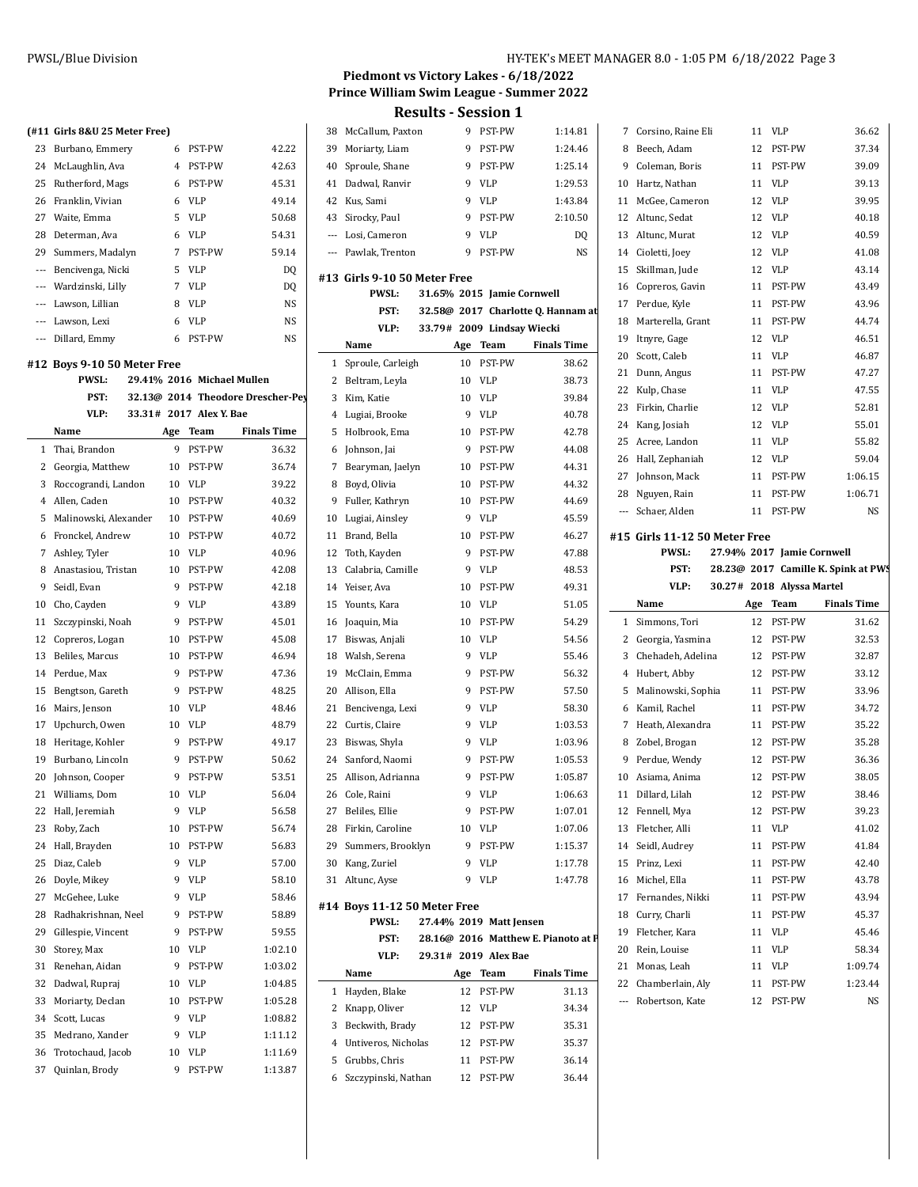## Piedmont vs Victory Lakes - 6/18/2022
## Prince William Swim League - Summer 2022
## Results - Session 1

### (#11 Girls 8&U 25 Meter Free)

| | Name | Age | Team | Finals Time |
|---|---|---|---|---|
| 23 | Burbano, Emmery | 6 | PST-PW | 42.22 |
| 24 | McLaughlin, Ava | 4 | PST-PW | 42.63 |
| 25 | Rutherford, Mags | 6 | PST-PW | 45.31 |
| 26 | Franklin, Vivian | 6 | VLP | 49.14 |
| 27 | Waite, Emma | 5 | VLP | 50.68 |
| 28 | Determan, Ava | 6 | VLP | 54.31 |
| 29 | Summers, Madalyn | 7 | PST-PW | 59.14 |
| --- | Bencivenga, Nicki | 5 | VLP | DQ |
| --- | Wardzinski, Lilly | 7 | VLP | DQ |
| --- | Lawson, Lillian | 8 | VLP | NS |
| --- | Lawson, Lexi | 6 | VLP | NS |
| --- | Dillard, Emmy | 6 | PST-PW | NS |

### #12 Boys 9-10 50 Meter Free

PWSL: 29.41% 2016 Michael Mullen
PST: 32.13@ 2014 Theodore Drescher-Pey
VLP: 33.31# 2017 Alex Y. Bae

| | Name | Age | Team | Finals Time |
|---|---|---|---|---|
| 1 | Thai, Brandon | 9 | PST-PW | 36.32 |
| 2 | Georgia, Matthew | 10 | PST-PW | 36.74 |
| 3 | Roccograndi, Landon | 10 | VLP | 39.22 |
| 4 | Allen, Caden | 10 | PST-PW | 40.32 |
| 5 | Malinowski, Alexander | 10 | PST-PW | 40.69 |
| 6 | Fronckel, Andrew | 10 | PST-PW | 40.72 |
| 7 | Ashley, Tyler | 10 | VLP | 40.96 |
| 8 | Anastasiou, Tristan | 10 | PST-PW | 42.08 |
| 9 | Seidl, Evan | 9 | PST-PW | 42.18 |
| 10 | Cho, Cayden | 9 | VLP | 43.89 |
| 11 | Szczypinski, Noah | 9 | PST-PW | 45.01 |
| 12 | Copreros, Logan | 10 | PST-PW | 45.08 |
| 13 | Beliles, Marcus | 10 | PST-PW | 46.94 |
| 14 | Perdue, Max | 9 | PST-PW | 47.36 |
| 15 | Bengtson, Gareth | 9 | PST-PW | 48.25 |
| 16 | Mairs, Jenson | 10 | VLP | 48.46 |
| 17 | Upchurch, Owen | 10 | VLP | 48.79 |
| 18 | Heritage, Kohler | 9 | PST-PW | 49.17 |
| 19 | Burbano, Lincoln | 9 | PST-PW | 50.62 |
| 20 | Johnson, Cooper | 9 | PST-PW | 53.51 |
| 21 | Williams, Dom | 10 | VLP | 56.04 |
| 22 | Hall, Jeremiah | 9 | VLP | 56.58 |
| 23 | Roby, Zach | 10 | PST-PW | 56.74 |
| 24 | Hall, Brayden | 10 | PST-PW | 56.83 |
| 25 | Diaz, Caleb | 9 | VLP | 57.00 |
| 26 | Doyle, Mikey | 9 | VLP | 58.10 |
| 27 | McGehee, Luke | 9 | VLP | 58.46 |
| 28 | Radhakrishnan, Neel | 9 | PST-PW | 58.89 |
| 29 | Gillespie, Vincent | 9 | PST-PW | 59.55 |
| 30 | Storey, Max | 10 | VLP | 1:02.10 |
| 31 | Renehan, Aidan | 9 | PST-PW | 1:03.02 |
| 32 | Dadwal, Rupraj | 10 | VLP | 1:04.85 |
| 33 | Moriarty, Declan | 10 | PST-PW | 1:05.28 |
| 34 | Scott, Lucas | 9 | VLP | 1:08.82 |
| 35 | Medrano, Xander | 9 | VLP | 1:11.12 |
| 36 | Trotochaud, Jacob | 10 | VLP | 1:11.69 |
| 37 | Quinlan, Brody | 9 | PST-PW | 1:13.87 |
| 38 | McCallum, Paxton | 9 | PST-PW | 1:14.81 |
| 39 | Moriarty, Liam | 9 | PST-PW | 1:24.46 |
| 40 | Sproule, Shane | 9 | PST-PW | 1:25.14 |
| 41 | Dadwal, Ranvir | 9 | VLP | 1:29.53 |
| 42 | Kus, Sami | 9 | VLP | 1:43.84 |
| 43 | Sirocky, Paul | 9 | PST-PW | 2:10.50 |
| --- | Losi, Cameron | 9 | VLP | DQ |
| --- | Pawlak, Trenton | 9 | PST-PW | NS |

### #13 Girls 9-10 50 Meter Free

PWSL: 31.65% 2015 Jamie Cornwell
PST: 32.58@ 2017 Charlotte Q. Hannam at
VLP: 33.79# 2009 Lindsay Wiecki

| | Name | Age | Team | Finals Time |
|---|---|---|---|---|
| 1 | Sproule, Carleigh | 10 | PST-PW | 38.62 |
| 2 | Beltram, Leyla | 10 | VLP | 38.73 |
| 3 | Kim, Katie | 10 | VLP | 39.84 |
| 4 | Lugiai, Brooke | 9 | VLP | 40.78 |
| 5 | Holbrook, Ema | 10 | PST-PW | 42.78 |
| 6 | Johnson, Jai | 9 | PST-PW | 44.08 |
| 7 | Bearyman, Jaelyn | 10 | PST-PW | 44.31 |
| 8 | Boyd, Olivia | 10 | PST-PW | 44.32 |
| 9 | Fuller, Kathryn | 10 | PST-PW | 44.69 |
| 10 | Lugiai, Ainsley | 9 | VLP | 45.59 |
| 11 | Brand, Bella | 10 | PST-PW | 46.27 |
| 12 | Toth, Kayden | 9 | PST-PW | 47.88 |
| 13 | Calabria, Camille | 9 | VLP | 48.53 |
| 14 | Yeiser, Ava | 10 | PST-PW | 49.31 |
| 15 | Younts, Kara | 10 | VLP | 51.05 |
| 16 | Joaquin, Mia | 10 | PST-PW | 54.29 |
| 17 | Biswas, Anjali | 10 | VLP | 54.56 |
| 18 | Walsh, Serena | 9 | VLP | 55.46 |
| 19 | McClain, Emma | 9 | PST-PW | 56.32 |
| 20 | Allison, Ella | 9 | PST-PW | 57.50 |
| 21 | Bencivenga, Lexi | 9 | VLP | 58.30 |
| 22 | Curtis, Claire | 9 | VLP | 1:03.53 |
| 23 | Biswas, Shyla | 9 | VLP | 1:03.96 |
| 24 | Sanford, Naomi | 9 | PST-PW | 1:05.53 |
| 25 | Allison, Adrianna | 9 | PST-PW | 1:05.87 |
| 26 | Cole, Raini | 9 | VLP | 1:06.63 |
| 27 | Beliles, Ellie | 9 | PST-PW | 1:07.01 |
| 28 | Firkin, Caroline | 10 | VLP | 1:07.06 |
| 29 | Summers, Brooklyn | 9 | PST-PW | 1:15.37 |
| 30 | Kang, Zuriel | 9 | VLP | 1:17.78 |
| 31 | Altunc, Ayse | 9 | VLP | 1:47.78 |

### #14 Boys 11-12 50 Meter Free

PWSL: 27.44% 2019 Matt Jensen
PST: 28.16@ 2016 Matthew E. Pianoto at P
VLP: 29.31# 2019 Alex Bae

| | Name | Age | Team | Finals Time |
|---|---|---|---|---|
| 1 | Hayden, Blake | 12 | PST-PW | 31.13 |
| 2 | Knapp, Oliver | 12 | VLP | 34.34 |
| 3 | Beckwith, Brady | 12 | PST-PW | 35.31 |
| 4 | Untiveros, Nicholas | 12 | PST-PW | 35.37 |
| 5 | Grubbs, Chris | 11 | PST-PW | 36.14 |
| 6 | Szczypinski, Nathan | 12 | PST-PW | 36.44 |
| 7 | Corsino, Raine Eli | 11 | VLP | 36.62 |
| 8 | Beech, Adam | 12 | PST-PW | 37.34 |
| 9 | Coleman, Boris | 11 | PST-PW | 39.09 |
| 10 | Hartz, Nathan | 11 | VLP | 39.13 |
| 11 | McGee, Cameron | 12 | VLP | 39.95 |
| 12 | Altunc, Sedat | 12 | VLP | 40.18 |
| 13 | Altunc, Murat | 12 | VLP | 40.59 |
| 14 | Cioletti, Joey | 12 | VLP | 41.08 |
| 15 | Skillman, Jude | 12 | VLP | 43.14 |
| 16 | Copreros, Gavin | 11 | PST-PW | 43.49 |
| 17 | Perdue, Kyle | 11 | PST-PW | 43.96 |
| 18 | Marterella, Grant | 11 | PST-PW | 44.74 |
| 19 | Itnyre, Gage | 12 | VLP | 46.51 |
| 20 | Scott, Caleb | 11 | VLP | 46.87 |
| 21 | Dunn, Angus | 11 | PST-PW | 47.27 |
| 22 | Kulp, Chase | 11 | VLP | 47.55 |
| 23 | Firkin, Charlie | 12 | VLP | 52.81 |
| 24 | Kang, Josiah | 12 | VLP | 55.01 |
| 25 | Acree, Landon | 11 | VLP | 55.82 |
| 26 | Hall, Zephaniah | 12 | VLP | 59.04 |
| 27 | Johnson, Mack | 11 | PST-PW | 1:06.15 |
| 28 | Nguyen, Rain | 11 | PST-PW | 1:06.71 |
| --- | Schaer, Alden | 11 | PST-PW | NS |

### #15 Girls 11-12 50 Meter Free

PWSL: 27.94% 2017 Jamie Cornwell
PST: 28.23@ 2017 Camille K. Spink at PWS
VLP: 30.27# 2018 Alyssa Martel

| | Name | Age | Team | Finals Time |
|---|---|---|---|---|
| 1 | Simmons, Tori | 12 | PST-PW | 31.62 |
| 2 | Georgia, Yasmina | 12 | PST-PW | 32.53 |
| 3 | Chehadeh, Adelina | 12 | PST-PW | 32.87 |
| 4 | Hubert, Abby | 12 | PST-PW | 33.12 |
| 5 | Malinowski, Sophia | 11 | PST-PW | 33.96 |
| 6 | Kamil, Rachel | 11 | PST-PW | 34.72 |
| 7 | Heath, Alexandra | 11 | PST-PW | 35.22 |
| 8 | Zobel, Brogan | 12 | PST-PW | 35.28 |
| 9 | Perdue, Wendy | 12 | PST-PW | 36.36 |
| 10 | Asiama, Anima | 12 | PST-PW | 38.05 |
| 11 | Dillard, Lilah | 12 | PST-PW | 38.46 |
| 12 | Fennell, Mya | 12 | PST-PW | 39.23 |
| 13 | Fletcher, Alli | 11 | VLP | 41.02 |
| 14 | Seidl, Audrey | 11 | PST-PW | 41.84 |
| 15 | Prinz, Lexi | 11 | PST-PW | 42.40 |
| 16 | Michel, Ella | 11 | PST-PW | 43.78 |
| 17 | Fernandes, Nikki | 11 | PST-PW | 43.94 |
| 18 | Curry, Charli | 11 | PST-PW | 45.37 |
| 19 | Fletcher, Kara | 11 | VLP | 45.46 |
| 20 | Rein, Louise | 11 | VLP | 58.34 |
| 21 | Monas, Leah | 11 | VLP | 1:09.74 |
| 22 | Chamberlain, Aly | 11 | PST-PW | 1:23.44 |
| --- | Robertson, Kate | 12 | PST-PW | NS |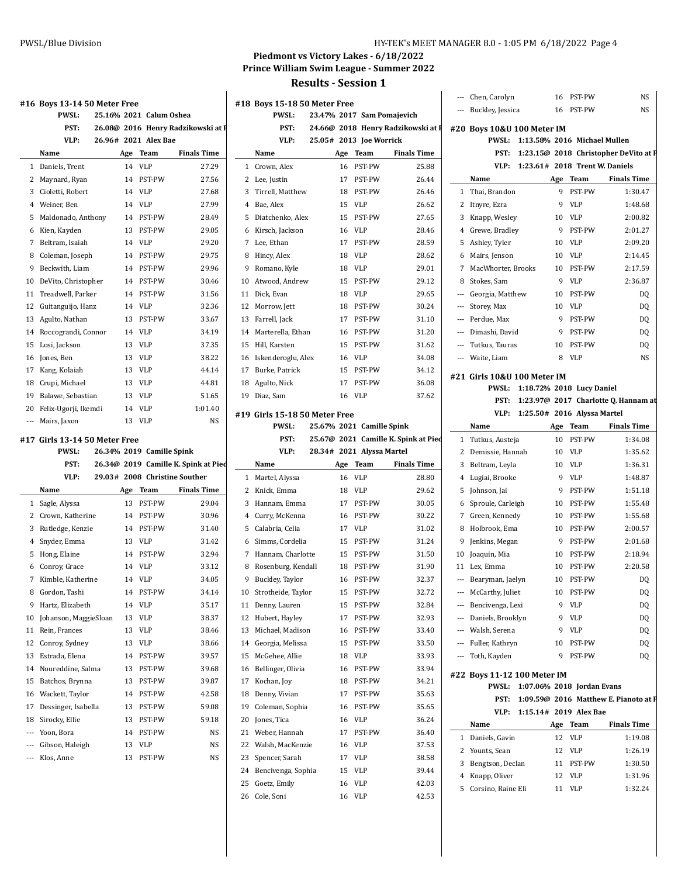## Piedmont vs Victory Lakes - 6/18/2022
## Prince William Swim League - Summer 2022
## Results - Session 1

### #16 Boys 13-14 50 Meter Free

PWSL: 25.16% 2021 Calum Oshea
PST: 26.08@ 2016 Henry Radzikowski at P
VLP: 26.96# 2021 Alex Bae

| | Name | Age | Team | Finals Time |
|---|---|---|---|---|
| 1 | Daniels, Trent | 14 | VLP | 27.29 |
| 2 | Maynard, Ryan | 14 | PST-PW | 27.56 |
| 3 | Cioletti, Robert | 14 | VLP | 27.68 |
| 4 | Weiner, Ben | 14 | VLP | 27.99 |
| 5 | Maldonado, Anthony | 14 | PST-PW | 28.49 |
| 6 | Kien, Kayden | 13 | PST-PW | 29.05 |
| 7 | Beltram, Isaiah | 14 | VLP | 29.20 |
| 8 | Coleman, Joseph | 14 | PST-PW | 29.75 |
| 9 | Beckwith, Liam | 14 | PST-PW | 29.96 |
| 10 | DeVito, Christopher | 14 | PST-PW | 30.46 |
| 11 | Treadwell, Parker | 14 | PST-PW | 31.56 |
| 12 | Guitanguijo, Hanz | 14 | VLP | 32.36 |
| 13 | Agulto, Nathan | 13 | PST-PW | 33.67 |
| 14 | Roccograndi, Connor | 14 | VLP | 34.19 |
| 15 | Losi, Jackson | 13 | VLP | 37.35 |
| 16 | Jones, Ben | 13 | VLP | 38.22 |
| 17 | Kang, Kolaiah | 13 | VLP | 44.14 |
| 18 | Crupi, Michael | 13 | VLP | 44.81 |
| 19 | Balawe, Sebastian | 13 | VLP | 51.65 |
| 20 | Felix-Ugorji, Ikemdi | 14 | VLP | 1:01.40 |
| --- | Mairs, Jaxon | 13 | VLP | NS |

### #17 Girls 13-14 50 Meter Free

PWSL: 26.34% 2019 Camille Spink
PST: 26.34@ 2019 Camille K. Spink at Pied
VLP: 29.03# 2008 Christine Souther

| | Name | Age | Team | Finals Time |
|---|---|---|---|---|
| 1 | Sagle, Alyssa | 13 | PST-PW | 29.04 |
| 2 | Crown, Katherine | 14 | PST-PW | 30.96 |
| 3 | Rutledge, Kenzie | 14 | PST-PW | 31.40 |
| 4 | Snyder, Emma | 13 | VLP | 31.42 |
| 5 | Hong, Elaine | 14 | PST-PW | 32.94 |
| 6 | Conroy, Grace | 14 | VLP | 33.12 |
| 7 | Kimble, Katherine | 14 | VLP | 34.05 |
| 8 | Gordon, Tashi | 14 | PST-PW | 34.14 |
| 9 | Hartz, Elizabeth | 14 | VLP | 35.17 |
| 10 | Johanson, MaggieSloan | 13 | VLP | 38.37 |
| 11 | Rein, Frances | 13 | VLP | 38.46 |
| 12 | Conroy, Sydney | 13 | VLP | 38.66 |
| 13 | Estrada, Elena | 14 | PST-PW | 39.57 |
| 14 | Noureddine, Salma | 13 | PST-PW | 39.68 |
| 15 | Batchos, Brynna | 13 | PST-PW | 39.87 |
| 16 | Wackett, Taylor | 14 | PST-PW | 42.58 |
| 17 | Dessinger, Isabella | 13 | PST-PW | 59.08 |
| 18 | Sirocky, Ellie | 13 | PST-PW | 59.18 |
| --- | Yoon, Bora | 14 | PST-PW | NS |
| --- | Gibson, Haleigh | 13 | VLP | NS |
| --- | Klos, Anne | 13 | PST-PW | NS |

### #18 Boys 15-18 50 Meter Free

PWSL: 23.47% 2017 Sam Pomajevich
PST: 24.66@ 2018 Henry Radzikowski at P
VLP: 25.05# 2013 Joe Worrick

| | Name | Age | Team | Finals Time |
|---|---|---|---|---|
| 1 | Crown, Alex | 16 | PST-PW | 25.88 |
| 2 | Lee, Justin | 17 | PST-PW | 26.44 |
| 3 | Tirrell, Matthew | 18 | PST-PW | 26.46 |
| 4 | Bae, Alex | 15 | VLP | 26.62 |
| 5 | Diatchenko, Alex | 15 | PST-PW | 27.65 |
| 6 | Kirsch, Jackson | 16 | VLP | 28.46 |
| 7 | Lee, Ethan | 17 | PST-PW | 28.59 |
| 8 | Hincy, Alex | 18 | VLP | 28.62 |
| 9 | Romano, Kyle | 18 | VLP | 29.01 |
| 10 | Atwood, Andrew | 15 | PST-PW | 29.12 |
| 11 | Dick, Evan | 18 | VLP | 29.65 |
| 12 | Morrow, Jett | 18 | PST-PW | 30.24 |
| 13 | Farrell, Jack | 17 | PST-PW | 31.10 |
| 14 | Marterella, Ethan | 16 | PST-PW | 31.20 |
| 15 | Hill, Karsten | 15 | PST-PW | 31.62 |
| 16 | Iskenderoglu, Alex | 16 | VLP | 34.08 |
| 17 | Burke, Patrick | 15 | PST-PW | 34.12 |
| 18 | Agulto, Nick | 17 | PST-PW | 36.08 |
| 19 | Diaz, Sam | 16 | VLP | 37.62 |

### #19 Girls 15-18 50 Meter Free

PWSL: 25.67% 2021 Camille Spink
PST: 25.67@ 2021 Camille K. Spink at Pied
VLP: 28.34# 2021 Alyssa Martel

| | Name | Age | Team | Finals Time |
|---|---|---|---|---|
| 1 | Martel, Alyssa | 16 | VLP | 28.80 |
| 2 | Knick, Emma | 18 | VLP | 29.62 |
| 3 | Hannam, Emma | 17 | PST-PW | 30.05 |
| 4 | Curry, McKenna | 16 | PST-PW | 30.22 |
| 5 | Calabria, Celia | 17 | VLP | 31.02 |
| 6 | Simms, Cordelia | 15 | PST-PW | 31.24 |
| 7 | Hannam, Charlotte | 15 | PST-PW | 31.50 |
| 8 | Rosenburg, Kendall | 18 | PST-PW | 31.90 |
| 9 | Buckley, Taylor | 16 | PST-PW | 32.37 |
| 10 | Strotheide, Taylor | 15 | PST-PW | 32.72 |
| 11 | Denny, Lauren | 15 | PST-PW | 32.84 |
| 12 | Hubert, Hayley | 17 | PST-PW | 32.93 |
| 13 | Michael, Madison | 16 | PST-PW | 33.40 |
| 14 | Georgia, Melissa | 15 | PST-PW | 33.50 |
| 15 | McGehee, Allie | 18 | VLP | 33.93 |
| 16 | Bellinger, Olivia | 16 | PST-PW | 33.94 |
| 17 | Kochan, Joy | 18 | PST-PW | 34.21 |
| 18 | Denny, Vivian | 17 | PST-PW | 35.63 |
| 19 | Coleman, Sophia | 16 | PST-PW | 35.65 |
| 20 | Jones, Tica | 16 | VLP | 36.24 |
| 21 | Weber, Hannah | 17 | PST-PW | 36.40 |
| 22 | Walsh, MacKenzie | 16 | VLP | 37.53 |
| 23 | Spencer, Sarah | 17 | VLP | 38.58 |
| 24 | Bencivenga, Sophia | 15 | VLP | 39.44 |
| 25 | Goetz, Emily | 16 | VLP | 42.03 |
| 26 | Cole, Soni | 16 | VLP | 42.53 |
| --- | Chen, Carolyn | 16 | PST-PW | NS |
| --- | Buckley, Jessica | 16 | PST-PW | NS |

### #20 Boys 10&U 100 Meter IM

PWSL: 1:13.58% 2016 Michael Mullen
PST: 1:23.15@ 2018 Christopher DeVito at P
VLP: 1:23.61# 2018 Trent W. Daniels

| | Name | Age | Team | Finals Time |
|---|---|---|---|---|
| 1 | Thai, Brandon | 9 | PST-PW | 1:30.47 |
| 2 | Itnyre, Ezra | 9 | VLP | 1:48.68 |
| 3 | Knapp, Wesley | 10 | VLP | 2:00.82 |
| 4 | Grewe, Bradley | 9 | PST-PW | 2:01.27 |
| 5 | Ashley, Tyler | 10 | VLP | 2:09.20 |
| 6 | Mairs, Jenson | 10 | VLP | 2:14.45 |
| 7 | MacWhorter, Brooks | 10 | PST-PW | 2:17.59 |
| 8 | Stokes, Sam | 9 | VLP | 2:36.87 |
| --- | Georgia, Matthew | 10 | PST-PW | DQ |
| --- | Storey, Max | 10 | VLP | DQ |
| --- | Perdue, Max | 9 | PST-PW | DQ |
| --- | Dimashi, David | 9 | PST-PW | DQ |
| --- | Tutkus, Tauras | 10 | PST-PW | DQ |
| --- | Waite, Liam | 8 | VLP | NS |

### #21 Girls 10&U 100 Meter IM

PWSL: 1:18.72% 2018 Lucy Daniel
PST: 1:23.97@ 2017 Charlotte Q. Hannam at
VLP: 1:25.50# 2016 Alyssa Martel

| | Name | Age | Team | Finals Time |
|---|---|---|---|---|
| 1 | Tutkus, Austeja | 10 | PST-PW | 1:34.08 |
| 2 | Demissie, Hannah | 10 | VLP | 1:35.62 |
| 3 | Beltram, Leyla | 10 | VLP | 1:36.31 |
| 4 | Lugiai, Brooke | 9 | VLP | 1:48.87 |
| 5 | Johnson, Jai | 9 | PST-PW | 1:51.18 |
| 6 | Sproule, Carleigh | 10 | PST-PW | 1:55.48 |
| 7 | Green, Kennedy | 10 | PST-PW | 1:55.68 |
| 8 | Holbrook, Ema | 10 | PST-PW | 2:00.57 |
| 9 | Jenkins, Megan | 9 | PST-PW | 2:01.68 |
| 10 | Joaquin, Mia | 10 | PST-PW | 2:18.94 |
| 11 | Lex, Emma | 10 | PST-PW | 2:20.58 |
| --- | Bearyman, Jaelyn | 10 | PST-PW | DQ |
| --- | McCarthy, Juliet | 10 | PST-PW | DQ |
| --- | Bencivenga, Lexi | 9 | VLP | DQ |
| --- | Daniels, Brooklyn | 9 | VLP | DQ |
| --- | Walsh, Serena | 9 | VLP | DQ |
| --- | Fuller, Kathryn | 10 | PST-PW | DQ |
| --- | Toth, Kayden | 9 | PST-PW | DQ |

### #22 Boys 11-12 100 Meter IM

PWSL: 1:07.06% 2018 Jordan Evans
PST: 1:09.59@ 2016 Matthew E. Pianoto at P
VLP: 1:15.14# 2019 Alex Bae

| | Name | Age | Team | Finals Time |
|---|---|---|---|---|
| 1 | Daniels, Gavin | 12 | VLP | 1:19.08 |
| 2 | Younts, Sean | 12 | VLP | 1:26.19 |
| 3 | Bengtson, Declan | 11 | PST-PW | 1:30.50 |
| 4 | Knapp, Oliver | 12 | VLP | 1:31.96 |
| 5 | Corsino, Raine Eli | 11 | VLP | 1:32.24 |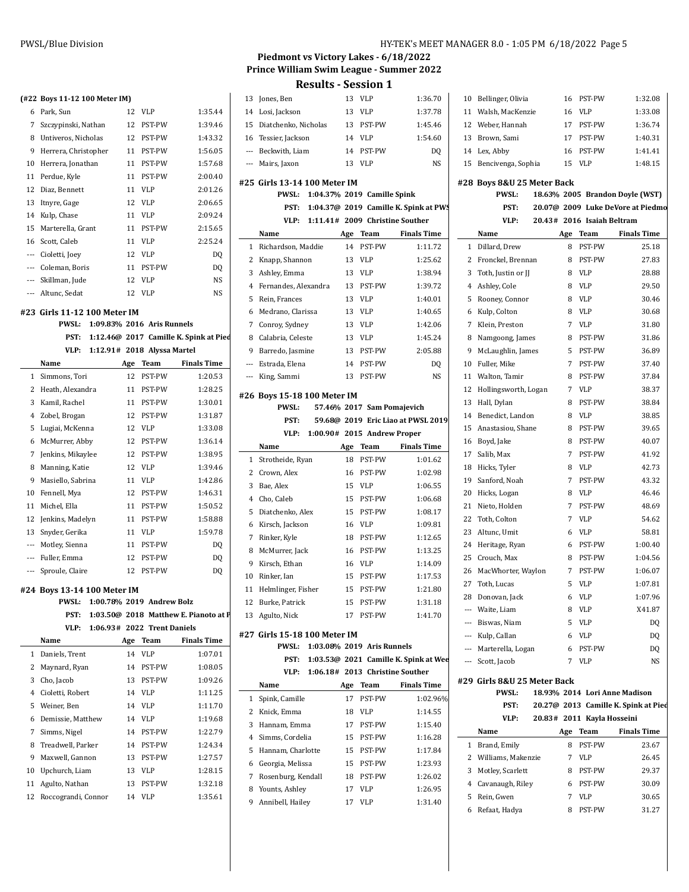## Piedmont vs Victory Lakes - 6/18/2022
## Prince William Swim League - Summer 2022
## Results - Session 1

### (#22 Boys 11-12 100 Meter IM)

| | Name | Age | Team | Finals Time |
|---|---|---|---|---|
| 6 | Park, Sun | 12 | VLP | 1:35.44 |
| 7 | Szczypinski, Nathan | 12 | PST-PW | 1:39.46 |
| 8 | Untiveros, Nicholas | 12 | PST-PW | 1:43.32 |
| 9 | Herrera, Christopher | 11 | PST-PW | 1:56.05 |
| 10 | Herrera, Jonathan | 11 | PST-PW | 1:57.68 |
| 11 | Perdue, Kyle | 11 | PST-PW | 2:00.40 |
| 12 | Diaz, Bennett | 11 | VLP | 2:01.26 |
| 13 | Itnyre, Gage | 12 | VLP | 2:06.65 |
| 14 | Kulp, Chase | 11 | VLP | 2:09.24 |
| 15 | Marterella, Grant | 11 | PST-PW | 2:15.65 |
| 16 | Scott, Caleb | 11 | VLP | 2:25.24 |
| --- | Cioletti, Joey | 12 | VLP | DQ |
| --- | Coleman, Boris | 11 | PST-PW | DQ |
| --- | Skillman, Jude | 12 | VLP | NS |
| --- | Altunc, Sedat | 12 | VLP | NS |

### #23 Girls 11-12 100 Meter IM

PWSL: 1:09.83% 2016 Aris Runnels
PST: 1:12.46@ 2017 Camille K. Spink at Pied
VLP: 1:12.91# 2018 Alyssa Martel

| | Name | Age | Team | Finals Time |
|---|---|---|---|---|
| 1 | Simmons, Tori | 12 | PST-PW | 1:20.53 |
| 2 | Heath, Alexandra | 11 | PST-PW | 1:28.25 |
| 3 | Kamil, Rachel | 11 | PST-PW | 1:30.01 |
| 4 | Zobel, Brogan | 12 | PST-PW | 1:31.87 |
| 5 | Lugiai, McKenna | 12 | VLP | 1:33.08 |
| 6 | McMurrer, Abby | 12 | PST-PW | 1:36.14 |
| 7 | Jenkins, Mikaylee | 12 | PST-PW | 1:38.95 |
| 8 | Manning, Katie | 12 | VLP | 1:39.46 |
| 9 | Masiello, Sabrina | 11 | VLP | 1:42.86 |
| 10 | Fennell, Mya | 12 | PST-PW | 1:46.31 |
| 11 | Michel, Ella | 11 | PST-PW | 1:50.52 |
| 12 | Jenkins, Madelyn | 11 | PST-PW | 1:58.88 |
| 13 | Snyder, Gerika | 11 | VLP | 1:59.78 |
| --- | Motley, Sienna | 11 | PST-PW | DQ |
| --- | Fuller, Emma | 12 | PST-PW | DQ |
| --- | Sproule, Claire | 12 | PST-PW | DQ |

### #24 Boys 13-14 100 Meter IM

PWSL: 1:00.78% 2019 Andrew Bolz
PST: 1:03.50@ 2018 Matthew E. Pianoto at P
VLP: 1:06.93# 2022 Trent Daniels

| | Name | Age | Team | Finals Time |
|---|---|---|---|---|
| 1 | Daniels, Trent | 14 | VLP | 1:07.01 |
| 2 | Maynard, Ryan | 14 | PST-PW | 1:08.05 |
| 3 | Cho, Jacob | 13 | PST-PW | 1:09.26 |
| 4 | Cioletti, Robert | 14 | VLP | 1:11.25 |
| 5 | Weiner, Ben | 14 | VLP | 1:11.70 |
| 6 | Demissie, Matthew | 14 | VLP | 1:19.68 |
| 7 | Simms, Nigel | 14 | PST-PW | 1:22.79 |
| 8 | Treadwell, Parker | 14 | PST-PW | 1:24.34 |
| 9 | Maxwell, Gannon | 13 | PST-PW | 1:27.57 |
| 10 | Upchurch, Liam | 13 | VLP | 1:28.15 |
| 11 | Agulto, Nathan | 13 | PST-PW | 1:32.18 |
| 12 | Roccograndi, Connor | 14 | VLP | 1:35.61 |
| 13 | Jones, Ben | 13 | VLP | 1:36.70 |
| 14 | Losi, Jackson | 13 | VLP | 1:37.78 |
| 15 | Diatchenko, Nicholas | 13 | PST-PW | 1:45.46 |
| 16 | Tessier, Jackson | 14 | VLP | 1:54.60 |
| --- | Beckwith, Liam | 14 | PST-PW | DQ |
| --- | Mairs, Jaxon | 13 | VLP | NS |

### #25 Girls 13-14 100 Meter IM

PWSL: 1:04.37% 2019 Camille Spink
PST: 1:04.37@ 2019 Camille K. Spink at PWS
VLP: 1:11.41# 2009 Christine Souther

| | Name | Age | Team | Finals Time |
|---|---|---|---|---|
| 1 | Richardson, Maddie | 14 | PST-PW | 1:11.72 |
| 2 | Knapp, Shannon | 13 | VLP | 1:25.62 |
| 3 | Ashley, Emma | 13 | VLP | 1:38.94 |
| 4 | Fernandes, Alexandra | 13 | PST-PW | 1:39.72 |
| 5 | Rein, Frances | 13 | VLP | 1:40.01 |
| 6 | Medrano, Clarissa | 13 | VLP | 1:40.65 |
| 7 | Conroy, Sydney | 13 | VLP | 1:42.06 |
| 8 | Calabria, Celeste | 13 | VLP | 1:45.24 |
| 9 | Barredo, Jasmine | 13 | PST-PW | 2:05.88 |
| --- | Estrada, Elena | 14 | PST-PW | DQ |
| --- | King, Sammi | 13 | PST-PW | NS |

### #26 Boys 15-18 100 Meter IM

PWSL: 57.46% 2017 Sam Pomajevich
PST: 59.68@ 2019 Eric Liao at PWSL 2019
VLP: 1:00.90# 2015 Andrew Proper

| | Name | Age | Team | Finals Time |
|---|---|---|---|---|
| 1 | Strotheide, Ryan | 18 | PST-PW | 1:01.62 |
| 2 | Crown, Alex | 16 | PST-PW | 1:02.98 |
| 3 | Bae, Alex | 15 | VLP | 1:06.55 |
| 4 | Cho, Caleb | 15 | PST-PW | 1:06.68 |
| 5 | Diatchenko, Alex | 15 | PST-PW | 1:08.17 |
| 6 | Kirsch, Jackson | 16 | VLP | 1:09.81 |
| 7 | Rinker, Kyle | 18 | PST-PW | 1:12.65 |
| 8 | McMurrer, Jack | 16 | PST-PW | 1:13.25 |
| 9 | Kirsch, Ethan | 16 | VLP | 1:14.09 |
| 10 | Rinker, Ian | 15 | PST-PW | 1:17.53 |
| 11 | Helmlinger, Fisher | 15 | PST-PW | 1:21.80 |
| 12 | Burke, Patrick | 15 | PST-PW | 1:31.18 |
| 13 | Agulto, Nick | 17 | PST-PW | 1:41.70 |

### #27 Girls 15-18 100 Meter IM

PWSL: 1:03.08% 2019 Aris Runnels
PST: 1:03.53@ 2021 Camille K. Spink at Wee
VLP: 1:06.18# 2013 Christine Souther

| | Name | Age | Team | Finals Time |
|---|---|---|---|---|
| 1 | Spink, Camille | 17 | PST-PW | 1:02.96% |
| 2 | Knick, Emma | 18 | VLP | 1:14.55 |
| 3 | Hannam, Emma | 17 | PST-PW | 1:15.40 |
| 4 | Simms, Cordelia | 15 | PST-PW | 1:16.28 |
| 5 | Hannam, Charlotte | 15 | PST-PW | 1:17.84 |
| 6 | Georgia, Melissa | 15 | PST-PW | 1:23.93 |
| 7 | Rosenburg, Kendall | 18 | PST-PW | 1:26.02 |
| 8 | Younts, Ashley | 17 | VLP | 1:26.95 |
| 9 | Annibell, Hailey | 17 | VLP | 1:31.40 |
| 10 | Bellinger, Olivia | 16 | PST-PW | 1:32.08 |
| 11 | Walsh, MacKenzie | 16 | VLP | 1:33.08 |
| 12 | Weber, Hannah | 17 | PST-PW | 1:36.74 |
| 13 | Brown, Sami | 17 | PST-PW | 1:40.31 |
| 14 | Lex, Abby | 16 | PST-PW | 1:41.41 |
| 15 | Bencivenga, Sophia | 15 | VLP | 1:48.15 |

### #28 Boys 8&U 25 Meter Back

PWSL: 18.63% 2005 Brandon Doyle (WST)
PST: 20.07@ 2009 Luke DeVore at Piedmo
VLP: 20.43# 2016 Isaiah Beltram

| | Name | Age | Team | Finals Time |
|---|---|---|---|---|
| 1 | Dillard, Drew | 8 | PST-PW | 25.18 |
| 2 | Fronckel, Brennan | 8 | PST-PW | 27.83 |
| 3 | Toth, Justin or JJ | 8 | VLP | 28.88 |
| 4 | Ashley, Cole | 8 | VLP | 29.50 |
| 5 | Rooney, Connor | 8 | VLP | 30.46 |
| 6 | Kulp, Colton | 8 | VLP | 30.68 |
| 7 | Klein, Preston | 7 | VLP | 31.80 |
| 8 | Namgoong, James | 8 | PST-PW | 31.86 |
| 9 | McLaughlin, James | 5 | PST-PW | 36.89 |
| 10 | Fuller, Mike | 7 | PST-PW | 37.40 |
| 11 | Walton, Tamir | 8 | PST-PW | 37.84 |
| 12 | Hollingsworth, Logan | 7 | VLP | 38.37 |
| 13 | Hall, Dylan | 8 | PST-PW | 38.84 |
| 14 | Benedict, Landon | 8 | VLP | 38.85 |
| 15 | Anastasiou, Shane | 8 | PST-PW | 39.65 |
| 16 | Boyd, Jake | 8 | PST-PW | 40.07 |
| 17 | Salib, Max | 7 | PST-PW | 41.92 |
| 18 | Hicks, Tyler | 8 | VLP | 42.73 |
| 19 | Sanford, Noah | 7 | PST-PW | 43.32 |
| 20 | Hicks, Logan | 8 | VLP | 46.46 |
| 21 | Nieto, Holden | 7 | PST-PW | 48.69 |
| 22 | Toth, Colton | 7 | VLP | 54.62 |
| 23 | Altunc, Umit | 6 | VLP | 58.81 |
| 24 | Heritage, Ryan | 6 | PST-PW | 1:00.40 |
| 25 | Crouch, Max | 8 | PST-PW | 1:04.56 |
| 26 | MacWhorter, Waylon | 7 | PST-PW | 1:06.07 |
| 27 | Toth, Lucas | 5 | VLP | 1:07.81 |
| 28 | Donovan, Jack | 6 | VLP | 1:07.96 |
| --- | Waite, Liam | 8 | VLP | X41.87 |
| --- | Biswas, Niam | 5 | VLP | DQ |
| --- | Kulp, Callan | 6 | VLP | DQ |
| --- | Marterella, Logan | 6 | PST-PW | DQ |
| --- | Scott, Jacob | 7 | VLP | NS |

### #29 Girls 8&U 25 Meter Back

PWSL: 18.93% 2014 Lori Anne Madison
PST: 20.27@ 2013 Camille K. Spink at Pied
VLP: 20.83# 2011 Kayla Hosseini

| | Name | Age | Team | Finals Time |
|---|---|---|---|---|
| 1 | Brand, Emily | 8 | PST-PW | 23.67 |
| 2 | Williams, Makenzie | 7 | VLP | 26.45 |
| 3 | Motley, Scarlett | 8 | PST-PW | 29.37 |
| 4 | Cavanaugh, Riley | 6 | PST-PW | 30.09 |
| 5 | Rein, Gwen | 7 | VLP | 30.65 |
| 6 | Refaat, Hadya | 8 | PST-PW | 31.27 |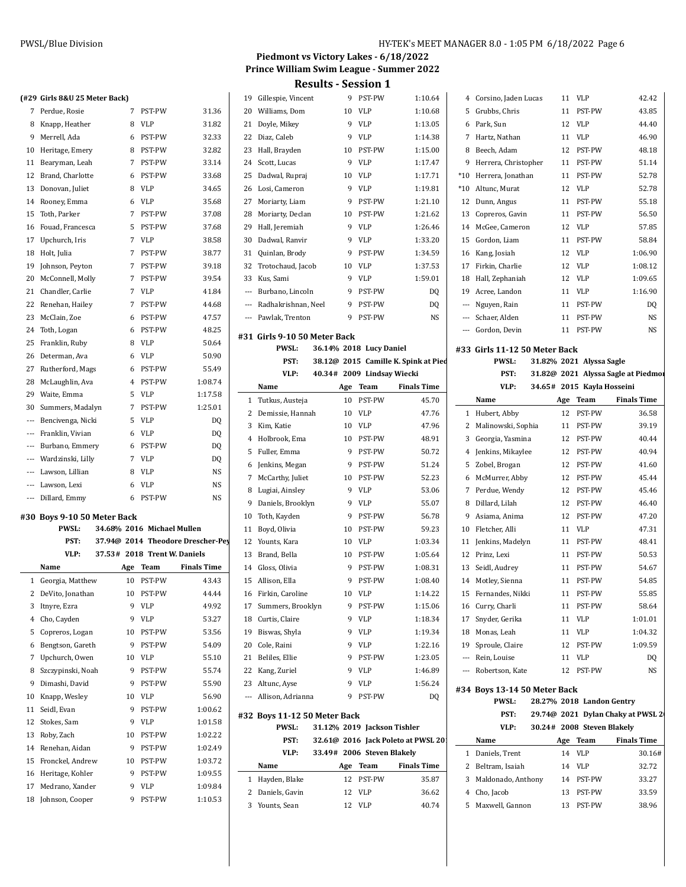# Piedmont vs Victory Lakes - 6/18/2022
## Prince William Swim League - Summer 2022
## Results - Session 1

### (#29 Girls 8&U 25 Meter Back)

| | Name | Age | Team | Finals Time |
|---|---|---|---|---|
| 7 | Perdue, Rosie | 7 | PST-PW | 31.36 |
| 8 | Knapp, Heather | 8 | VLP | 31.82 |
| 9 | Merrell, Ada | 6 | PST-PW | 32.33 |
| 10 | Heritage, Emery | 8 | PST-PW | 32.82 |
| 11 | Bearyman, Leah | 7 | PST-PW | 33.14 |
| 12 | Brand, Charlotte | 6 | PST-PW | 33.68 |
| 13 | Donovan, Juliet | 8 | VLP | 34.65 |
| 14 | Rooney, Emma | 6 | VLP | 35.68 |
| 15 | Toth, Parker | 7 | PST-PW | 37.08 |
| 16 | Fouad, Francesca | 5 | PST-PW | 37.68 |
| 17 | Upchurch, Iris | 7 | VLP | 38.58 |
| 18 | Holt, Julia | 7 | PST-PW | 38.77 |
| 19 | Johnson, Peyton | 7 | PST-PW | 39.18 |
| 20 | McConnell, Molly | 7 | PST-PW | 39.54 |
| 21 | Chandler, Carlie | 7 | VLP | 41.84 |
| 22 | Renehan, Hailey | 7 | PST-PW | 44.68 |
| 23 | McClain, Zoe | 6 | PST-PW | 47.57 |
| 24 | Toth, Logan | 6 | PST-PW | 48.25 |
| 25 | Franklin, Ruby | 8 | VLP | 50.64 |
| 26 | Determan, Ava | 6 | VLP | 50.90 |
| 27 | Rutherford, Mags | 6 | PST-PW | 55.49 |
| 28 | McLaughlin, Ava | 4 | PST-PW | 1:08.74 |
| 29 | Waite, Emma | 5 | VLP | 1:17.58 |
| 30 | Summers, Madalyn | 7 | PST-PW | 1:25.01 |
| --- | Bencivenga, Nicki | 5 | VLP | DQ |
| --- | Franklin, Vivian | 6 | VLP | DQ |
| --- | Burbano, Emmery | 6 | PST-PW | DQ |
| --- | Wardzinski, Lilly | 7 | VLP | DQ |
| --- | Lawson, Lillian | 8 | VLP | NS |
| --- | Lawson, Lexi | 6 | VLP | NS |
| --- | Dillard, Emmy | 6 | PST-PW | NS |

### #30 Boys 9-10 50 Meter Back

PWSL: 34.68% 2016 Michael Mullen
PST: 37.94@ 2014 Theodore Drescher-Pey
VLP: 37.53# 2018 Trent W. Daniels

| | Name | Age | Team | Finals Time |
|---|---|---|---|---|
| 1 | Georgia, Matthew | 10 | PST-PW | 43.43 |
| 2 | DeVito, Jonathan | 10 | PST-PW | 44.44 |
| 3 | Itnyre, Ezra | 9 | VLP | 49.92 |
| 4 | Cho, Cayden | 9 | VLP | 53.27 |
| 5 | Copreros, Logan | 10 | PST-PW | 53.56 |
| 6 | Bengtson, Gareth | 9 | PST-PW | 54.09 |
| 7 | Upchurch, Owen | 10 | VLP | 55.10 |
| 8 | Szczypinski, Noah | 9 | PST-PW | 55.74 |
| 9 | Dimashi, David | 9 | PST-PW | 55.90 |
| 10 | Knapp, Wesley | 10 | VLP | 56.90 |
| 11 | Seidl, Evan | 9 | PST-PW | 1:00.62 |
| 12 | Stokes, Sam | 9 | VLP | 1:01.58 |
| 13 | Roby, Zach | 10 | PST-PW | 1:02.22 |
| 14 | Renehan, Aidan | 9 | PST-PW | 1:02.49 |
| 15 | Fronckel, Andrew | 10 | PST-PW | 1:03.72 |
| 16 | Heritage, Kohler | 9 | PST-PW | 1:09.55 |
| 17 | Medrano, Xander | 9 | VLP | 1:09.84 |
| 18 | Johnson, Cooper | 9 | PST-PW | 1:10.53 |
| 19 | Gillespie, Vincent | 9 | PST-PW | 1:10.64 |
| 20 | Williams, Dom | 10 | VLP | 1:10.68 |
| 21 | Doyle, Mikey | 9 | VLP | 1:13.05 |
| 22 | Diaz, Caleb | 9 | VLP | 1:14.38 |
| 23 | Hall, Brayden | 10 | PST-PW | 1:15.00 |
| 24 | Scott, Lucas | 9 | VLP | 1:17.47 |
| 25 | Dadwal, Rupraj | 10 | VLP | 1:17.71 |
| 26 | Losi, Cameron | 9 | VLP | 1:19.81 |
| 27 | Moriarty, Liam | 9 | PST-PW | 1:21.10 |
| 28 | Moriarty, Declan | 10 | PST-PW | 1:21.62 |
| 29 | Hall, Jeremiah | 9 | VLP | 1:26.46 |
| 30 | Dadwal, Ranvir | 9 | VLP | 1:33.20 |
| 31 | Quinlan, Brody | 9 | PST-PW | 1:34.59 |
| 32 | Trotochaud, Jacob | 10 | VLP | 1:37.53 |
| 33 | Kus, Sami | 9 | VLP | 1:59.01 |
| --- | Burbano, Lincoln | 9 | PST-PW | DQ |
| --- | Radhakrishnan, Neel | 9 | PST-PW | DQ |
| --- | Pawlak, Trenton | 9 | PST-PW | NS |

### #31 Girls 9-10 50 Meter Back

PWSL: 36.14% 2018 Lucy Daniel
PST: 38.12@ 2015 Camille K. Spink at Pied
VLP: 40.34# 2009 Lindsay Wiecki

| | Name | Age | Team | Finals Time |
|---|---|---|---|---|
| 1 | Tutkus, Austeja | 10 | PST-PW | 45.70 |
| 2 | Demissie, Hannah | 10 | VLP | 47.76 |
| 3 | Kim, Katie | 10 | VLP | 47.96 |
| 4 | Holbrook, Ema | 10 | PST-PW | 48.91 |
| 5 | Fuller, Emma | 9 | PST-PW | 50.72 |
| 6 | Jenkins, Megan | 9 | PST-PW | 51.24 |
| 7 | McCarthy, Juliet | 10 | PST-PW | 52.23 |
| 8 | Lugiai, Ainsley | 9 | VLP | 53.06 |
| 9 | Daniels, Brooklyn | 9 | VLP | 55.07 |
| 10 | Toth, Kayden | 9 | PST-PW | 56.78 |
| 11 | Boyd, Olivia | 10 | PST-PW | 59.23 |
| 12 | Younts, Kara | 10 | VLP | 1:03.34 |
| 13 | Brand, Bella | 10 | PST-PW | 1:05.64 |
| 14 | Gloss, Olivia | 9 | PST-PW | 1:08.31 |
| 15 | Allison, Ella | 9 | PST-PW | 1:08.40 |
| 16 | Firkin, Caroline | 10 | VLP | 1:14.22 |
| 17 | Summers, Brooklyn | 9 | PST-PW | 1:15.06 |
| 18 | Curtis, Claire | 9 | VLP | 1:18.34 |
| 19 | Biswas, Shyla | 9 | VLP | 1:19.34 |
| 20 | Cole, Raini | 9 | VLP | 1:22.16 |
| 21 | Beliles, Ellie | 9 | PST-PW | 1:23.05 |
| 22 | Kang, Zuriel | 9 | VLP | 1:46.89 |
| 23 | Altunc, Ayse | 9 | VLP | 1:56.24 |
| --- | Allison, Adrianna | 9 | PST-PW | DQ |

### #32 Boys 11-12 50 Meter Back

PWSL: 31.12% 2019 Jackson Tishler
PST: 32.61@ 2016 Jack Poleto at PWSL 20
VLP: 33.49# 2006 Steven Blakely

| | Name | Age | Team | Finals Time |
|---|---|---|---|---|
| 1 | Hayden, Blake | 12 | PST-PW | 35.87 |
| 2 | Daniels, Gavin | 12 | VLP | 36.62 |
| 3 | Younts, Sean | 12 | VLP | 40.74 |
| 4 | Corsino, Jaden Lucas | 11 | VLP | 42.42 |
| 5 | Grubbs, Chris | 11 | PST-PW | 43.85 |
| 6 | Park, Sun | 12 | VLP | 44.40 |
| 7 | Hartz, Nathan | 11 | VLP | 46.90 |
| 8 | Beech, Adam | 12 | PST-PW | 48.18 |
| 9 | Herrera, Christopher | 11 | PST-PW | 51.14 |
| *10 | Herrera, Jonathan | 11 | PST-PW | 52.78 |
| *10 | Altunc, Murat | 12 | VLP | 52.78 |
| 12 | Dunn, Angus | 11 | PST-PW | 55.18 |
| 13 | Copreros, Gavin | 11 | PST-PW | 56.50 |
| 14 | McGee, Cameron | 12 | VLP | 57.85 |
| 15 | Gordon, Liam | 11 | PST-PW | 58.84 |
| 16 | Kang, Josiah | 12 | VLP | 1:06.90 |
| 17 | Firkin, Charlie | 12 | VLP | 1:08.12 |
| 18 | Hall, Zephaniah | 12 | VLP | 1:09.65 |
| 19 | Acree, Landon | 11 | VLP | 1:16.90 |
| --- | Nguyen, Rain | 11 | PST-PW | DQ |
| --- | Schaer, Alden | 11 | PST-PW | NS |
| --- | Gordon, Devin | 11 | PST-PW | NS |

### #33 Girls 11-12 50 Meter Back

PWSL: 31.82% 2021 Alyssa Sagle
PST: 31.82@ 2021 Alyssa Sagle at Piedmo
VLP: 34.65# 2015 Kayla Hosseini

| | Name | Age | Team | Finals Time |
|---|---|---|---|---|
| 1 | Hubert, Abby | 12 | PST-PW | 36.58 |
| 2 | Malinowski, Sophia | 11 | PST-PW | 39.19 |
| 3 | Georgia, Yasmina | 12 | PST-PW | 40.44 |
| 4 | Jenkins, Mikaylee | 12 | PST-PW | 40.94 |
| 5 | Zobel, Brogan | 12 | PST-PW | 41.60 |
| 6 | McMurrer, Abby | 12 | PST-PW | 45.44 |
| 7 | Perdue, Wendy | 12 | PST-PW | 45.46 |
| 8 | Dillard, Lilah | 12 | PST-PW | 46.40 |
| 9 | Asiama, Anima | 12 | PST-PW | 47.20 |
| 10 | Fletcher, Alli | 11 | VLP | 47.31 |
| 11 | Jenkins, Madelyn | 11 | PST-PW | 48.41 |
| 12 | Prinz, Lexi | 11 | PST-PW | 50.53 |
| 13 | Seidl, Audrey | 11 | PST-PW | 54.67 |
| 14 | Motley, Sienna | 11 | PST-PW | 54.85 |
| 15 | Fernandes, Nikki | 11 | PST-PW | 55.85 |
| 16 | Curry, Charli | 11 | PST-PW | 58.64 |
| 17 | Snyder, Gerika | 11 | VLP | 1:01.01 |
| 18 | Monas, Leah | 11 | VLP | 1:04.32 |
| 19 | Sproule, Claire | 12 | PST-PW | 1:09.59 |
| --- | Rein, Louise | 11 | VLP | DQ |
| --- | Robertson, Kate | 12 | PST-PW | NS |

### #34 Boys 13-14 50 Meter Back

PWSL: 28.27% 2018 Landon Gentry
PST: 29.74@ 2021 Dylan Chaky at PWSL 2
VLP: 30.24# 2008 Steven Blakely

| | Name | Age | Team | Finals Time |
|---|---|---|---|---|
| 1 | Daniels, Trent | 14 | VLP | 30.16# |
| 2 | Beltram, Isaiah | 14 | VLP | 32.72 |
| 3 | Maldonado, Anthony | 14 | PST-PW | 33.27 |
| 4 | Cho, Jacob | 13 | PST-PW | 33.59 |
| 5 | Maxwell, Gannon | 13 | PST-PW | 38.96 |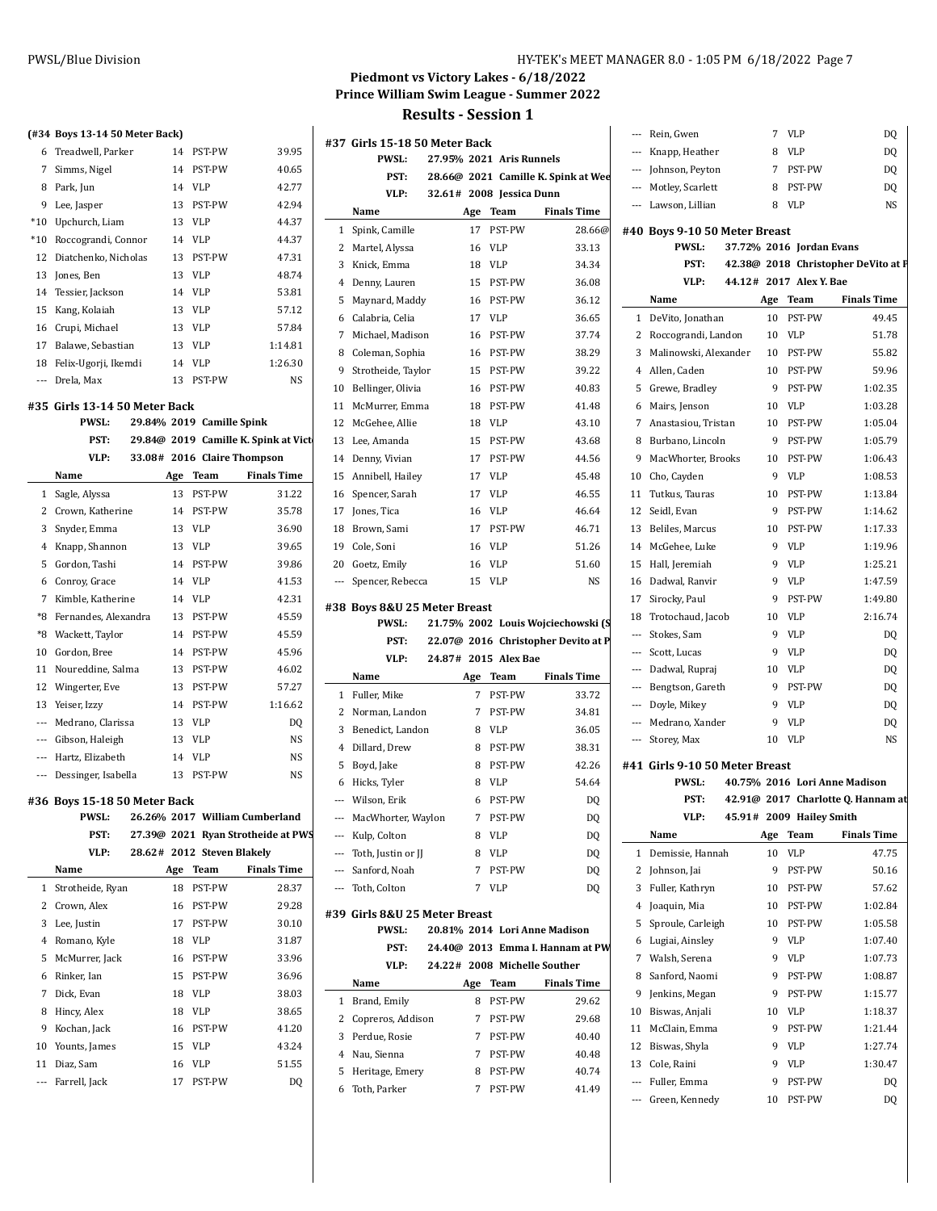## Piedmont vs Victory Lakes - 6/18/2022
## Prince William Swim League - Summer 2022
## Results - Session 1

### (#34 Boys 13-14 50 Meter Back)

| | Name | Age | Team | Finals Time |
|---|---|---|---|---|
| 6 | Treadwell, Parker | 14 | PST-PW | 39.95 |
| 7 | Simms, Nigel | 14 | PST-PW | 40.65 |
| 8 | Park, Jun | 14 | VLP | 42.77 |
| 9 | Lee, Jasper | 13 | PST-PW | 42.94 |
| *10 | Upchurch, Liam | 13 | VLP | 44.37 |
| *10 | Roccograndi, Connor | 14 | VLP | 44.37 |
| 12 | Diatchenko, Nicholas | 13 | PST-PW | 47.31 |
| 13 | Jones, Ben | 13 | VLP | 48.74 |
| 14 | Tessier, Jackson | 14 | VLP | 53.81 |
| 15 | Kang, Kolaiah | 13 | VLP | 57.12 |
| 16 | Crupi, Michael | 13 | VLP | 57.84 |
| 17 | Balawe, Sebastian | 13 | VLP | 1:14.81 |
| 18 | Felix-Ugorji, Ikemdi | 14 | VLP | 1:26.30 |
| --- | Drela, Max | 13 | PST-PW | NS |

### #35 Girls 13-14 50 Meter Back

PWSL: 29.84% 2019 Camille Spink
PST: 29.84@ 2019 Camille K. Spink at Vict
VLP: 33.08# 2016 Claire Thompson

| | Name | Age | Team | Finals Time |
|---|---|---|---|---|
| 1 | Sagle, Alyssa | 13 | PST-PW | 31.22 |
| 2 | Crown, Katherine | 14 | PST-PW | 35.78 |
| 3 | Snyder, Emma | 13 | VLP | 36.90 |
| 4 | Knapp, Shannon | 13 | VLP | 39.65 |
| 5 | Gordon, Tashi | 14 | PST-PW | 39.86 |
| 6 | Conroy, Grace | 14 | VLP | 41.53 |
| 7 | Kimble, Katherine | 14 | VLP | 42.31 |
| *8 | Fernandes, Alexandra | 13 | PST-PW | 45.59 |
| *8 | Wackett, Taylor | 14 | PST-PW | 45.59 |
| 10 | Gordon, Bree | 14 | PST-PW | 45.96 |
| 11 | Noureddine, Salma | 13 | PST-PW | 46.02 |
| 12 | Wingerter, Eve | 13 | PST-PW | 57.27 |
| 13 | Yeiser, Izzy | 14 | PST-PW | 1:16.62 |
| --- | Medrano, Clarissa | 13 | VLP | DQ |
| --- | Gibson, Haleigh | 13 | VLP | NS |
| --- | Hartz, Elizabeth | 14 | VLP | NS |
| --- | Dessinger, Isabella | 13 | PST-PW | NS |

### #36 Boys 15-18 50 Meter Back

PWSL: 26.26% 2017 William Cumberland
PST: 27.39@ 2021 Ryan Strotheide at PWS
VLP: 28.62# 2012 Steven Blakely

| | Name | Age | Team | Finals Time |
|---|---|---|---|---|
| 1 | Strotheide, Ryan | 18 | PST-PW | 28.37 |
| 2 | Crown, Alex | 16 | PST-PW | 29.28 |
| 3 | Lee, Justin | 17 | PST-PW | 30.10 |
| 4 | Romano, Kyle | 18 | VLP | 31.87 |
| 5 | McMurrer, Jack | 16 | PST-PW | 33.96 |
| 6 | Rinker, Ian | 15 | PST-PW | 36.96 |
| 7 | Dick, Evan | 18 | VLP | 38.03 |
| 8 | Hincy, Alex | 18 | VLP | 38.65 |
| 9 | Kochan, Jack | 16 | PST-PW | 41.20 |
| 10 | Younts, James | 15 | VLP | 43.24 |
| 11 | Diaz, Sam | 16 | VLP | 51.55 |
| --- | Farrell, Jack | 17 | PST-PW | DQ |

### #37 Girls 15-18 50 Meter Back

PWSL: 27.95% 2021 Aris Runnels
PST: 28.66@ 2021 Camille K. Spink at Wee
VLP: 32.61# 2008 Jessica Dunn

| | Name | Age | Team | Finals Time |
|---|---|---|---|---|
| 1 | Spink, Camille | 17 | PST-PW | 28.66@ |
| 2 | Martel, Alyssa | 16 | VLP | 33.13 |
| 3 | Knick, Emma | 18 | VLP | 34.34 |
| 4 | Denny, Lauren | 15 | PST-PW | 36.08 |
| 5 | Maynard, Maddy | 16 | PST-PW | 36.12 |
| 6 | Calabria, Celia | 17 | VLP | 36.65 |
| 7 | Michael, Madison | 16 | PST-PW | 37.74 |
| 8 | Coleman, Sophia | 16 | PST-PW | 38.29 |
| 9 | Strotheide, Taylor | 15 | PST-PW | 39.22 |
| 10 | Bellinger, Olivia | 16 | PST-PW | 40.83 |
| 11 | McMurrer, Emma | 18 | PST-PW | 41.48 |
| 12 | McGehee, Allie | 18 | VLP | 43.10 |
| 13 | Lee, Amanda | 15 | PST-PW | 43.68 |
| 14 | Denny, Vivian | 17 | PST-PW | 44.56 |
| 15 | Annibell, Hailey | 17 | VLP | 45.48 |
| 16 | Spencer, Sarah | 17 | VLP | 46.55 |
| 17 | Jones, Tica | 16 | VLP | 46.64 |
| 18 | Brown, Sami | 17 | PST-PW | 46.71 |
| 19 | Cole, Soni | 16 | VLP | 51.26 |
| 20 | Goetz, Emily | 16 | VLP | 51.60 |
| --- | Spencer, Rebecca | 15 | VLP | NS |

### #38 Boys 8&U 25 Meter Breast

PWSL: 21.75% 2002 Louis Wojciechowski (S
PST: 22.07@ 2016 Christopher Devito at P
VLP: 24.87# 2015 Alex Bae

| | Name | Age | Team | Finals Time |
|---|---|---|---|---|
| 1 | Fuller, Mike | 7 | PST-PW | 33.72 |
| 2 | Norman, Landon | 7 | PST-PW | 34.81 |
| 3 | Benedict, Landon | 8 | VLP | 36.05 |
| 4 | Dillard, Drew | 8 | PST-PW | 38.31 |
| 5 | Boyd, Jake | 8 | PST-PW | 42.26 |
| 6 | Hicks, Tyler | 8 | VLP | 54.64 |
| --- | Wilson, Erik | 6 | PST-PW | DQ |
| --- | MacWhorter, Waylon | 7 | PST-PW | DQ |
| --- | Kulp, Colton | 8 | VLP | DQ |
| --- | Toth, Justin or JJ | 8 | VLP | DQ |
| --- | Sanford, Noah | 7 | PST-PW | DQ |
| --- | Toth, Colton | 7 | VLP | DQ |

### #39 Girls 8&U 25 Meter Breast

PWSL: 20.81% 2014 Lori Anne Madison
PST: 24.40@ 2013 Emma I. Hannam at PW
VLP: 24.22# 2008 Michelle Souther

| | Name | Age | Team | Finals Time |
|---|---|---|---|---|
| 1 | Brand, Emily | 8 | PST-PW | 29.62 |
| 2 | Copreros, Addison | 7 | PST-PW | 29.68 |
| 3 | Perdue, Rosie | 7 | PST-PW | 40.40 |
| 4 | Nau, Sienna | 7 | PST-PW | 40.48 |
| 5 | Heritage, Emery | 8 | PST-PW | 40.74 |
| 6 | Toth, Parker | 7 | PST-PW | 41.49 |
| --- | Rein, Gwen | 7 | VLP | DQ |
| --- | Knapp, Heather | 8 | VLP | DQ |
| --- | Johnson, Peyton | 7 | PST-PW | DQ |
| --- | Motley, Scarlett | 8 | PST-PW | DQ |
| --- | Lawson, Lillian | 8 | VLP | NS |

### #40 Boys 9-10 50 Meter Breast

PWSL: 37.72% 2016 Jordan Evans
PST: 42.38@ 2018 Christopher DeVito at P
VLP: 44.12# 2017 Alex Y. Bae

| | Name | Age | Team | Finals Time |
|---|---|---|---|---|
| 1 | DeVito, Jonathan | 10 | PST-PW | 49.45 |
| 2 | Roccograndi, Landon | 10 | VLP | 51.78 |
| 3 | Malinowski, Alexander | 10 | PST-PW | 55.82 |
| 4 | Allen, Caden | 10 | PST-PW | 59.96 |
| 5 | Grewe, Bradley | 9 | PST-PW | 1:02.35 |
| 6 | Mairs, Jenson | 10 | VLP | 1:03.28 |
| 7 | Anastasiou, Tristan | 10 | PST-PW | 1:05.04 |
| 8 | Burbano, Lincoln | 9 | PST-PW | 1:05.79 |
| 9 | MacWhorter, Brooks | 10 | PST-PW | 1:06.43 |
| 10 | Cho, Cayden | 9 | VLP | 1:08.53 |
| 11 | Tutkus, Tauras | 10 | PST-PW | 1:13.84 |
| 12 | Seidl, Evan | 9 | PST-PW | 1:14.62 |
| 13 | Beliles, Marcus | 10 | PST-PW | 1:17.33 |
| 14 | McGehee, Luke | 9 | VLP | 1:19.96 |
| 15 | Hall, Jeremiah | 9 | VLP | 1:25.21 |
| 16 | Dadwal, Ranvir | 9 | VLP | 1:47.59 |
| 17 | Sirocky, Paul | 9 | PST-PW | 1:49.80 |
| 18 | Trotochaud, Jacob | 10 | VLP | 2:16.74 |
| --- | Stokes, Sam | 9 | VLP | DQ |
| --- | Scott, Lucas | 9 | VLP | DQ |
| --- | Dadwal, Rupraj | 10 | VLP | DQ |
| --- | Bengtson, Gareth | 9 | PST-PW | DQ |
| --- | Doyle, Mikey | 9 | VLP | DQ |
| --- | Medrano, Xander | 9 | VLP | DQ |
| --- | Storey, Max | 10 | VLP | NS |

### #41 Girls 9-10 50 Meter Breast

PWSL: 40.75% 2016 Lori Anne Madison
PST: 42.91@ 2017 Charlotte Q. Hannam at
VLP: 45.91# 2009 Hailey Smith

| | Name | Age | Team | Finals Time |
|---|---|---|---|---|
| 1 | Demissie, Hannah | 10 | VLP | 47.75 |
| 2 | Johnson, Jai | 9 | PST-PW | 50.16 |
| 3 | Fuller, Kathryn | 10 | PST-PW | 57.62 |
| 4 | Joaquin, Mia | 10 | PST-PW | 1:02.84 |
| 5 | Sproule, Carleigh | 10 | PST-PW | 1:05.58 |
| 6 | Lugiai, Ainsley | 9 | VLP | 1:07.40 |
| 7 | Walsh, Serena | 9 | VLP | 1:07.73 |
| 8 | Sanford, Naomi | 9 | PST-PW | 1:08.87 |
| 9 | Jenkins, Megan | 9 | PST-PW | 1:15.77 |
| 10 | Biswas, Anjali | 10 | VLP | 1:18.37 |
| 11 | McClain, Emma | 9 | PST-PW | 1:21.44 |
| 12 | Biswas, Shyla | 9 | VLP | 1:27.74 |
| 13 | Cole, Raini | 9 | VLP | 1:30.47 |
| --- | Fuller, Emma | 9 | PST-PW | DQ |
| --- | Green, Kennedy | 10 | PST-PW | DQ |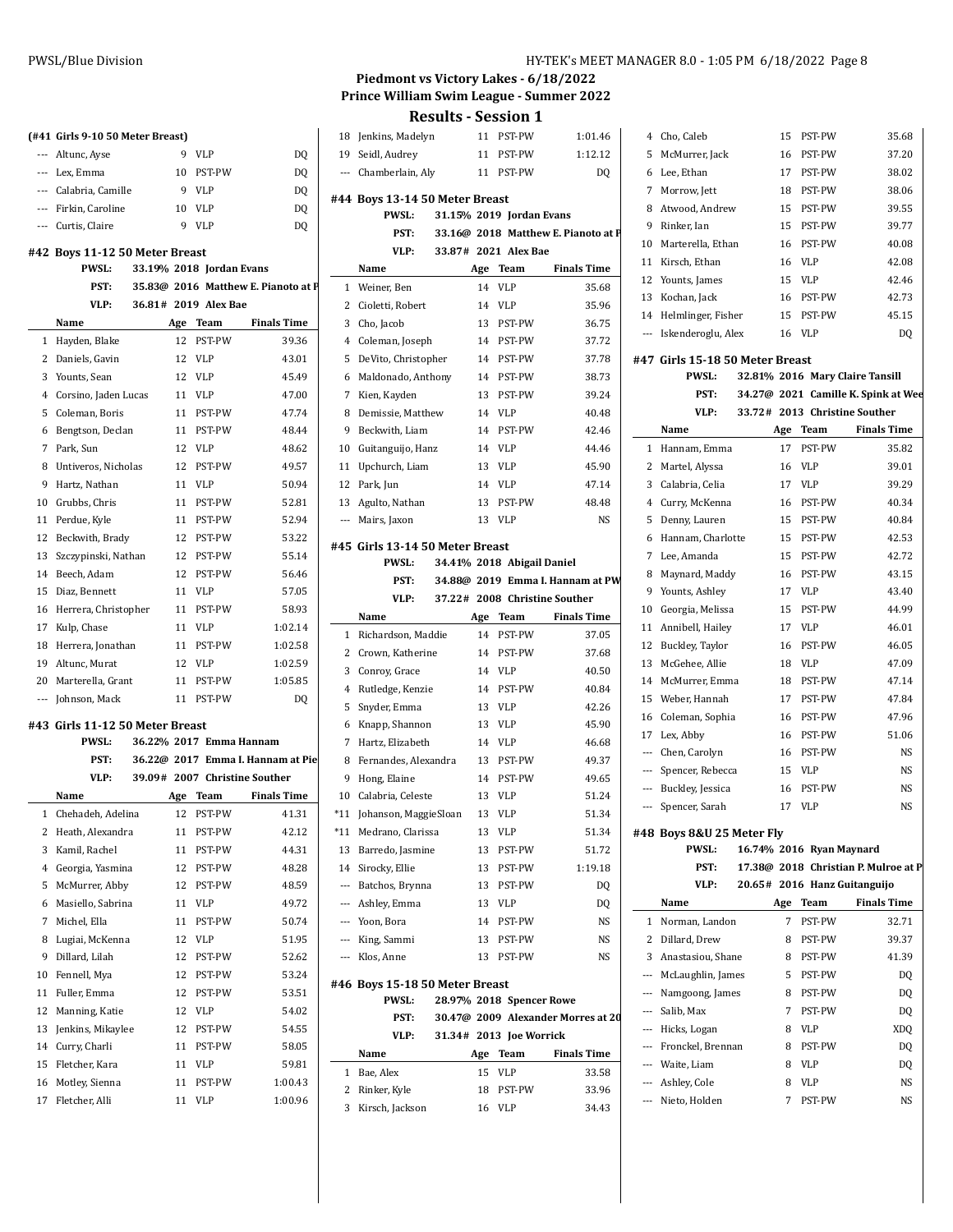## Piedmont vs Victory Lakes - 6/18/2022
## Prince William Swim League - Summer 2022
## Results - Session 1

### (#41 Girls 9-10 50 Meter Breast)

| Place | Name | Age | Team | Finals Time |
|---|---|---|---|---|
| --- | Altunc, Ayse | 9 | VLP | DQ |
| --- | Lex, Emma | 10 | PST-PW | DQ |
| --- | Calabria, Camille | 9 | VLP | DQ |
| --- | Firkin, Caroline | 10 | VLP | DQ |
| --- | Curtis, Claire | 9 | VLP | DQ |

### #42 Boys 11-12 50 Meter Breast

PWSL: 33.19% 2018 Jordan Evans
PST: 35.83@ 2016 Matthew E. Pianoto at P
VLP: 36.81# 2019 Alex Bae

| Place | Name | Age | Team | Finals Time |
|---|---|---|---|---|
| 1 | Hayden, Blake | 12 | PST-PW | 39.36 |
| 2 | Daniels, Gavin | 12 | VLP | 43.01 |
| 3 | Younts, Sean | 12 | VLP | 45.49 |
| 4 | Corsino, Jaden Lucas | 11 | VLP | 47.00 |
| 5 | Coleman, Boris | 11 | PST-PW | 47.74 |
| 6 | Bengtson, Declan | 11 | PST-PW | 48.44 |
| 7 | Park, Sun | 12 | VLP | 48.62 |
| 8 | Untiveros, Nicholas | 12 | PST-PW | 49.57 |
| 9 | Hartz, Nathan | 11 | VLP | 50.94 |
| 10 | Grubbs, Chris | 11 | PST-PW | 52.81 |
| 11 | Perdue, Kyle | 11 | PST-PW | 52.94 |
| 12 | Beckwith, Brady | 12 | PST-PW | 53.22 |
| 13 | Szczypinski, Nathan | 12 | PST-PW | 55.14 |
| 14 | Beech, Adam | 12 | PST-PW | 56.46 |
| 15 | Diaz, Bennett | 11 | VLP | 57.05 |
| 16 | Herrera, Christopher | 11 | PST-PW | 58.93 |
| 17 | Kulp, Chase | 11 | VLP | 1:02.14 |
| 18 | Herrera, Jonathan | 11 | PST-PW | 1:02.58 |
| 19 | Altunc, Murat | 12 | VLP | 1:02.59 |
| 20 | Marterella, Grant | 11 | PST-PW | 1:05.85 |
| --- | Johnson, Mack | 11 | PST-PW | DQ |

### #43 Girls 11-12 50 Meter Breast

PWSL: 36.22% 2017 Emma Hannam
PST: 36.22@ 2017 Emma I. Hannam at Pie
VLP: 39.09# 2007 Christine Souther

| Place | Name | Age | Team | Finals Time |
|---|---|---|---|---|
| 1 | Chehadeh, Adelina | 12 | PST-PW | 41.31 |
| 2 | Heath, Alexandra | 11 | PST-PW | 42.12 |
| 3 | Kamil, Rachel | 11 | PST-PW | 44.31 |
| 4 | Georgia, Yasmina | 12 | PST-PW | 48.28 |
| 5 | McMurrer, Abby | 12 | PST-PW | 48.59 |
| 6 | Masiello, Sabrina | 11 | VLP | 49.72 |
| 7 | Michel, Ella | 11 | PST-PW | 50.74 |
| 8 | Lugiai, McKenna | 12 | VLP | 51.95 |
| 9 | Dillard, Lilah | 12 | PST-PW | 52.62 |
| 10 | Fennell, Mya | 12 | PST-PW | 53.24 |
| 11 | Fuller, Emma | 12 | PST-PW | 53.51 |
| 12 | Manning, Katie | 12 | VLP | 54.02 |
| 13 | Jenkins, Mikaylee | 12 | PST-PW | 54.55 |
| 14 | Curry, Charli | 11 | PST-PW | 58.05 |
| 15 | Fletcher, Kara | 11 | VLP | 59.81 |
| 16 | Motley, Sienna | 11 | PST-PW | 1:00.43 |
| 17 | Fletcher, Alli | 11 | VLP | 1:00.96 |
| 18 | Jenkins, Madelyn | 11 | PST-PW | 1:01.46 |
| 19 | Seidl, Audrey | 11 | PST-PW | 1:12.12 |
| --- | Chamberlain, Aly | 11 | PST-PW | DQ |

### #44 Boys 13-14 50 Meter Breast

PWSL: 31.15% 2019 Jordan Evans
PST: 33.16@ 2018 Matthew E. Pianoto at P
VLP: 33.87# 2021 Alex Bae

| Place | Name | Age | Team | Finals Time |
|---|---|---|---|---|
| 1 | Weiner, Ben | 14 | VLP | 35.68 |
| 2 | Cioletti, Robert | 14 | VLP | 35.96 |
| 3 | Cho, Jacob | 13 | PST-PW | 36.75 |
| 4 | Coleman, Joseph | 14 | PST-PW | 37.72 |
| 5 | DeVito, Christopher | 14 | PST-PW | 37.78 |
| 6 | Maldonado, Anthony | 14 | PST-PW | 38.73 |
| 7 | Kien, Kayden | 13 | PST-PW | 39.24 |
| 8 | Demissie, Matthew | 14 | VLP | 40.48 |
| 9 | Beckwith, Liam | 14 | PST-PW | 42.46 |
| 10 | Guitanguijo, Hanz | 14 | VLP | 44.46 |
| 11 | Upchurch, Liam | 13 | VLP | 45.90 |
| 12 | Park, Jun | 14 | VLP | 47.14 |
| 13 | Agulto, Nathan | 13 | PST-PW | 48.48 |
| --- | Mairs, Jaxon | 13 | VLP | NS |

### #45 Girls 13-14 50 Meter Breast

PWSL: 34.41% 2018 Abigail Daniel
PST: 34.88@ 2019 Emma I. Hannam at PW
VLP: 37.22# 2008 Christine Souther

| Place | Name | Age | Team | Finals Time |
|---|---|---|---|---|
| 1 | Richardson, Maddie | 14 | PST-PW | 37.05 |
| 2 | Crown, Katherine | 14 | PST-PW | 37.68 |
| 3 | Conroy, Grace | 14 | VLP | 40.50 |
| 4 | Rutledge, Kenzie | 14 | PST-PW | 40.84 |
| 5 | Snyder, Emma | 13 | VLP | 42.26 |
| 6 | Knapp, Shannon | 13 | VLP | 45.90 |
| 7 | Hartz, Elizabeth | 14 | VLP | 46.68 |
| 8 | Fernandes, Alexandra | 13 | PST-PW | 49.37 |
| 9 | Hong, Elaine | 14 | PST-PW | 49.65 |
| 10 | Calabria, Celeste | 13 | VLP | 51.24 |
| *11 | Johanson, MaggieSloan | 13 | VLP | 51.34 |
| *11 | Medrano, Clarissa | 13 | VLP | 51.34 |
| 13 | Barredo, Jasmine | 13 | PST-PW | 51.72 |
| 14 | Sirocky, Ellie | 13 | PST-PW | 1:19.18 |
| --- | Batchos, Brynna | 13 | PST-PW | DQ |
| --- | Ashley, Emma | 13 | VLP | DQ |
| --- | Yoon, Bora | 14 | PST-PW | NS |
| --- | King, Sammi | 13 | PST-PW | NS |
| --- | Klos, Anne | 13 | PST-PW | NS |

### #46 Boys 15-18 50 Meter Breast

PWSL: 28.97% 2018 Spencer Rowe
PST: 30.47@ 2009 Alexander Morres at 20
VLP: 31.34# 2013 Joe Worrick

| Place | Name | Age | Team | Finals Time |
|---|---|---|---|---|
| 1 | Bae, Alex | 15 | VLP | 33.58 |
| 2 | Rinker, Kyle | 18 | PST-PW | 33.96 |
| 3 | Kirsch, Jackson | 16 | VLP | 34.43 |
| 4 | Cho, Caleb | 15 | PST-PW | 35.68 |
| 5 | McMurrer, Jack | 16 | PST-PW | 37.20 |
| 6 | Lee, Ethan | 17 | PST-PW | 38.02 |
| 7 | Morrow, Jett | 18 | PST-PW | 38.06 |
| 8 | Atwood, Andrew | 15 | PST-PW | 39.55 |
| 9 | Rinker, Ian | 15 | PST-PW | 39.77 |
| 10 | Marterella, Ethan | 16 | PST-PW | 40.08 |
| 11 | Kirsch, Ethan | 16 | VLP | 42.08 |
| 12 | Younts, James | 15 | VLP | 42.46 |
| 13 | Kochan, Jack | 16 | PST-PW | 42.73 |
| 14 | Helmlinger, Fisher | 15 | PST-PW | 45.15 |
| --- | Iskenderoglu, Alex | 16 | VLP | DQ |

### #47 Girls 15-18 50 Meter Breast

PWSL: 32.81% 2016 Mary Claire Tansill
PST: 34.27@ 2021 Camille K. Spink at Wee
VLP: 33.72# 2013 Christine Souther

| Place | Name | Age | Team | Finals Time |
|---|---|---|---|---|
| 1 | Hannam, Emma | 17 | PST-PW | 35.82 |
| 2 | Martel, Alyssa | 16 | VLP | 39.01 |
| 3 | Calabria, Celia | 17 | VLP | 39.29 |
| 4 | Curry, McKenna | 16 | PST-PW | 40.34 |
| 5 | Denny, Lauren | 15 | PST-PW | 40.84 |
| 6 | Hannam, Charlotte | 15 | PST-PW | 42.53 |
| 7 | Lee, Amanda | 15 | PST-PW | 42.72 |
| 8 | Maynard, Maddy | 16 | PST-PW | 43.15 |
| 9 | Younts, Ashley | 17 | VLP | 43.40 |
| 10 | Georgia, Melissa | 15 | PST-PW | 44.99 |
| 11 | Annibell, Hailey | 17 | VLP | 46.01 |
| 12 | Buckley, Taylor | 16 | PST-PW | 46.05 |
| 13 | McGehee, Allie | 18 | VLP | 47.09 |
| 14 | McMurrer, Emma | 18 | PST-PW | 47.14 |
| 15 | Weber, Hannah | 17 | PST-PW | 47.84 |
| 16 | Coleman, Sophia | 16 | PST-PW | 47.96 |
| 17 | Lex, Abby | 16 | PST-PW | 51.06 |
| --- | Chen, Carolyn | 16 | PST-PW | NS |
| --- | Spencer, Rebecca | 15 | VLP | NS |
| --- | Buckley, Jessica | 16 | PST-PW | NS |
| --- | Spencer, Sarah | 17 | VLP | NS |

### #48 Boys 8&U 25 Meter Fly

PWSL: 16.74% 2016 Ryan Maynard
PST: 17.38@ 2018 Christian P. Mulroe at P
VLP: 20.65# 2016 Hanz Guitanguijo

| Place | Name | Age | Team | Finals Time |
|---|---|---|---|---|
| 1 | Norman, Landon | 7 | PST-PW | 32.71 |
| 2 | Dillard, Drew | 8 | PST-PW | 39.37 |
| 3 | Anastasiou, Shane | 8 | PST-PW | 41.39 |
| --- | McLaughlin, James | 5 | PST-PW | DQ |
| --- | Namgoong, James | 8 | PST-PW | DQ |
| --- | Salib, Max | 7 | PST-PW | DQ |
| --- | Hicks, Logan | 8 | VLP | XDQ |
| --- | Fronckel, Brennan | 8 | PST-PW | DQ |
| --- | Waite, Liam | 8 | VLP | DQ |
| --- | Ashley, Cole | 8 | VLP | NS |
| --- | Nieto, Holden | 7 | PST-PW | NS |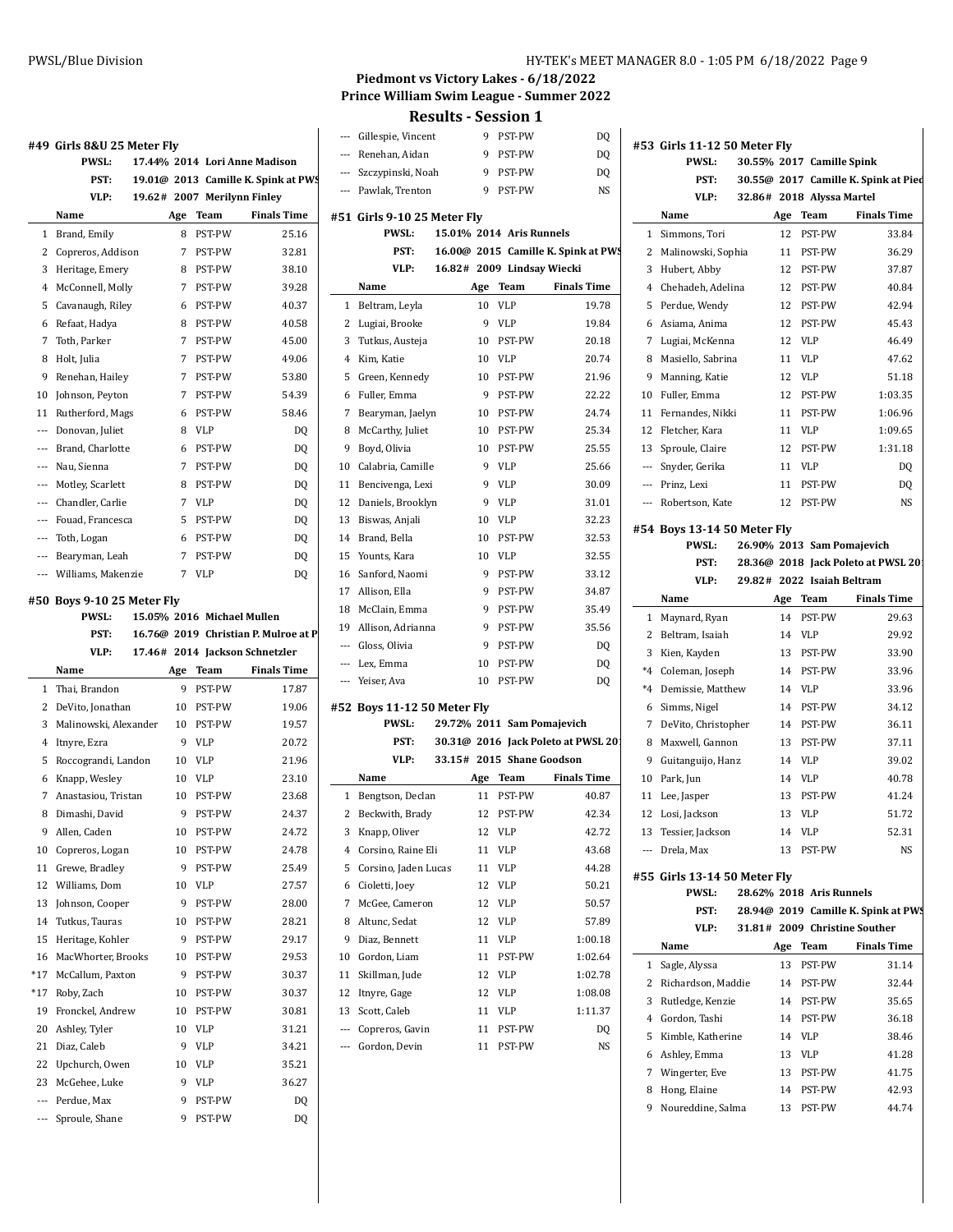# Piedmont vs Victory Lakes - 6/18/2022
## Prince William Swim League - Summer 2022
## Results - Session 1

### #49 Girls 8&U 25 Meter Fly

PWSL: 17.44% 2014 Lori Anne Madison
PST: 19.01@ 2013 Camille K. Spink at PWS
VLP: 19.62# 2007 Merilynn Finley

| | Name | Age | Team | Finals Time |
|---|---|---|---|---|
| 1 | Brand, Emily | 8 | PST-PW | 25.16 |
| 2 | Copreros, Addison | 7 | PST-PW | 32.81 |
| 3 | Heritage, Emery | 8 | PST-PW | 38.10 |
| 4 | McConnell, Molly | 7 | PST-PW | 39.28 |
| 5 | Cavanaugh, Riley | 6 | PST-PW | 40.37 |
| 6 | Refaat, Hadya | 8 | PST-PW | 40.58 |
| 7 | Toth, Parker | 7 | PST-PW | 45.00 |
| 8 | Holt, Julia | 7 | PST-PW | 49.06 |
| 9 | Renehan, Hailey | 7 | PST-PW | 53.80 |
| 10 | Johnson, Peyton | 7 | PST-PW | 54.39 |
| 11 | Rutherford, Mags | 6 | PST-PW | 58.46 |
| --- | Donovan, Juliet | 8 | VLP | DQ |
| --- | Brand, Charlotte | 6 | PST-PW | DQ |
| --- | Nau, Sienna | 7 | PST-PW | DQ |
| --- | Motley, Scarlett | 8 | PST-PW | DQ |
| --- | Chandler, Carlie | 7 | VLP | DQ |
| --- | Fouad, Francesca | 5 | PST-PW | DQ |
| --- | Toth, Logan | 6 | PST-PW | DQ |
| --- | Bearyman, Leah | 7 | PST-PW | DQ |
| --- | Williams, Makenzie | 7 | VLP | DQ |

### #50 Boys 9-10 25 Meter Fly

PWSL: 15.05% 2016 Michael Mullen
PST: 16.76@ 2019 Christian P. Mulroe at P
VLP: 17.46# 2014 Jackson Schnetzler

| | Name | Age | Team | Finals Time |
|---|---|---|---|---|
| 1 | Thai, Brandon | 9 | PST-PW | 17.87 |
| 2 | DeVito, Jonathan | 10 | PST-PW | 19.06 |
| 3 | Malinowski, Alexander | 10 | PST-PW | 19.57 |
| 4 | Itnyre, Ezra | 9 | VLP | 20.72 |
| 5 | Roccograndi, Landon | 10 | VLP | 21.96 |
| 6 | Knapp, Wesley | 10 | VLP | 23.10 |
| 7 | Anastasiou, Tristan | 10 | PST-PW | 23.68 |
| 8 | Dimashi, David | 9 | PST-PW | 24.37 |
| 9 | Allen, Caden | 10 | PST-PW | 24.72 |
| 10 | Copreros, Logan | 10 | PST-PW | 24.78 |
| 11 | Grewe, Bradley | 9 | PST-PW | 25.49 |
| 12 | Williams, Dom | 10 | VLP | 27.57 |
| 13 | Johnson, Cooper | 9 | PST-PW | 28.00 |
| 14 | Tutkus, Tauras | 10 | PST-PW | 28.21 |
| 15 | Heritage, Kohler | 9 | PST-PW | 29.17 |
| 16 | MacWhorter, Brooks | 10 | PST-PW | 29.53 |
| *17 | McCallum, Paxton | 9 | PST-PW | 30.37 |
| *17 | Roby, Zach | 10 | PST-PW | 30.37 |
| 19 | Fronckel, Andrew | 10 | PST-PW | 30.81 |
| 20 | Ashley, Tyler | 10 | VLP | 31.21 |
| 21 | Diaz, Caleb | 9 | VLP | 34.21 |
| 22 | Upchurch, Owen | 10 | VLP | 35.21 |
| 23 | McGehee, Luke | 9 | VLP | 36.27 |
| --- | Perdue, Max | 9 | PST-PW | DQ |
| --- | Sproule, Shane | 9 | PST-PW | DQ |
| --- | Gillespie, Vincent | 9 | PST-PW | DQ |
| --- | Renehan, Aidan | 9 | PST-PW | DQ |
| --- | Szczypinski, Noah | 9 | PST-PW | DQ |
| --- | Pawlak, Trenton | 9 | PST-PW | NS |

### #51 Girls 9-10 25 Meter Fly

PWSL: 15.01% 2014 Aris Runnels
PST: 16.00@ 2015 Camille K. Spink at PWS
VLP: 16.82# 2009 Lindsay Wiecki

| | Name | Age | Team | Finals Time |
|---|---|---|---|---|
| 1 | Beltram, Leyla | 10 | VLP | 19.78 |
| 2 | Lugiai, Brooke | 9 | VLP | 19.84 |
| 3 | Tutkus, Austeja | 10 | PST-PW | 20.18 |
| 4 | Kim, Katie | 10 | VLP | 20.74 |
| 5 | Green, Kennedy | 10 | PST-PW | 21.96 |
| 6 | Fuller, Emma | 9 | PST-PW | 22.22 |
| 7 | Bearyman, Jaelyn | 10 | PST-PW | 24.74 |
| 8 | McCarthy, Juliet | 10 | PST-PW | 25.34 |
| 9 | Boyd, Olivia | 10 | PST-PW | 25.55 |
| 10 | Calabria, Camille | 9 | VLP | 25.66 |
| 11 | Bencivenga, Lexi | 9 | VLP | 30.09 |
| 12 | Daniels, Brooklyn | 9 | VLP | 31.01 |
| 13 | Biswas, Anjali | 10 | VLP | 32.23 |
| 14 | Brand, Bella | 10 | PST-PW | 32.53 |
| 15 | Younts, Kara | 10 | VLP | 32.55 |
| 16 | Sanford, Naomi | 9 | PST-PW | 33.12 |
| 17 | Allison, Ella | 9 | PST-PW | 34.87 |
| 18 | McClain, Emma | 9 | PST-PW | 35.49 |
| 19 | Allison, Adrianna | 9 | PST-PW | 35.56 |
| --- | Gloss, Olivia | 9 | PST-PW | DQ |
| --- | Lex, Emma | 10 | PST-PW | DQ |
| --- | Yeiser, Ava | 10 | PST-PW | DQ |

### #52 Boys 11-12 50 Meter Fly

PWSL: 29.72% 2011 Sam Pomajevich
PST: 30.31@ 2016 Jack Poleto at PWSL 20
VLP: 33.15# 2015 Shane Goodson

| | Name | Age | Team | Finals Time |
|---|---|---|---|---|
| 1 | Bengtson, Declan | 11 | PST-PW | 40.87 |
| 2 | Beckwith, Brady | 12 | PST-PW | 42.34 |
| 3 | Knapp, Oliver | 12 | VLP | 42.72 |
| 4 | Corsino, Raine Eli | 11 | VLP | 43.68 |
| 5 | Corsino, Jaden Lucas | 11 | VLP | 44.28 |
| 6 | Cioletti, Joey | 12 | VLP | 50.21 |
| 7 | McGee, Cameron | 12 | VLP | 50.57 |
| 8 | Altunc, Sedat | 12 | VLP | 57.89 |
| 9 | Diaz, Bennett | 11 | VLP | 1:00.18 |
| 10 | Gordon, Liam | 11 | PST-PW | 1:02.64 |
| 11 | Skillman, Jude | 12 | VLP | 1:02.78 |
| 12 | Itnyre, Gage | 12 | VLP | 1:08.08 |
| 13 | Scott, Caleb | 11 | VLP | 1:11.37 |
| --- | Copreros, Gavin | 11 | PST-PW | DQ |
| --- | Gordon, Devin | 11 | PST-PW | NS |

### #53 Girls 11-12 50 Meter Fly

PWSL: 30.55% 2017 Camille Spink
PST: 30.55@ 2017 Camille K. Spink at Pied
VLP: 32.86# 2018 Alyssa Martel

| | Name | Age | Team | Finals Time |
|---|---|---|---|---|
| 1 | Simmons, Tori | 12 | PST-PW | 33.84 |
| 2 | Malinowski, Sophia | 11 | PST-PW | 36.29 |
| 3 | Hubert, Abby | 12 | PST-PW | 37.87 |
| 4 | Chehadeh, Adelina | 12 | PST-PW | 40.84 |
| 5 | Perdue, Wendy | 12 | PST-PW | 42.94 |
| 6 | Asiama, Anima | 12 | PST-PW | 45.43 |
| 7 | Lugiai, McKenna | 12 | VLP | 46.49 |
| 8 | Masiello, Sabrina | 11 | VLP | 47.62 |
| 9 | Manning, Katie | 12 | VLP | 51.18 |
| 10 | Fuller, Emma | 12 | PST-PW | 1:03.35 |
| 11 | Fernandes, Nikki | 11 | PST-PW | 1:06.96 |
| 12 | Fletcher, Kara | 11 | VLP | 1:09.65 |
| 13 | Sproule, Claire | 12 | PST-PW | 1:31.18 |
| --- | Snyder, Gerika | 11 | VLP | DQ |
| --- | Prinz, Lexi | 11 | PST-PW | DQ |
| --- | Robertson, Kate | 12 | PST-PW | NS |

### #54 Boys 13-14 50 Meter Fly

PWSL: 26.90% 2013 Sam Pomajevich
PST: 28.36@ 2018 Jack Poleto at PWSL 20
VLP: 29.82# 2022 Isaiah Beltram

| | Name | Age | Team | Finals Time |
|---|---|---|---|---|
| 1 | Maynard, Ryan | 14 | PST-PW | 29.63 |
| 2 | Beltram, Isaiah | 14 | VLP | 29.92 |
| 3 | Kien, Kayden | 13 | PST-PW | 33.90 |
| *4 | Coleman, Joseph | 14 | PST-PW | 33.96 |
| *4 | Demissie, Matthew | 14 | VLP | 33.96 |
| 6 | Simms, Nigel | 14 | PST-PW | 34.12 |
| 7 | DeVito, Christopher | 14 | PST-PW | 36.11 |
| 8 | Maxwell, Gannon | 13 | PST-PW | 37.11 |
| 9 | Guitanguijo, Hanz | 14 | VLP | 39.02 |
| 10 | Park, Jun | 14 | VLP | 40.78 |
| 11 | Lee, Jasper | 13 | PST-PW | 41.24 |
| 12 | Losi, Jackson | 13 | VLP | 51.72 |
| 13 | Tessier, Jackson | 14 | VLP | 52.31 |
| --- | Drela, Max | 13 | PST-PW | NS |

### #55 Girls 13-14 50 Meter Fly

PWSL: 28.62% 2018 Aris Runnels
PST: 28.94@ 2019 Camille K. Spink at PWS
VLP: 31.81# 2009 Christine Souther

| | Name | Age | Team | Finals Time |
|---|---|---|---|---|
| 1 | Sagle, Alyssa | 13 | PST-PW | 31.14 |
| 2 | Richardson, Maddie | 14 | PST-PW | 32.44 |
| 3 | Rutledge, Kenzie | 14 | PST-PW | 35.65 |
| 4 | Gordon, Tashi | 14 | PST-PW | 36.18 |
| 5 | Kimble, Katherine | 14 | VLP | 38.46 |
| 6 | Ashley, Emma | 13 | VLP | 41.28 |
| 7 | Wingerter, Eve | 13 | PST-PW | 41.75 |
| 8 | Hong, Elaine | 14 | PST-PW | 42.93 |
| 9 | Noureddine, Salma | 13 | PST-PW | 44.74 |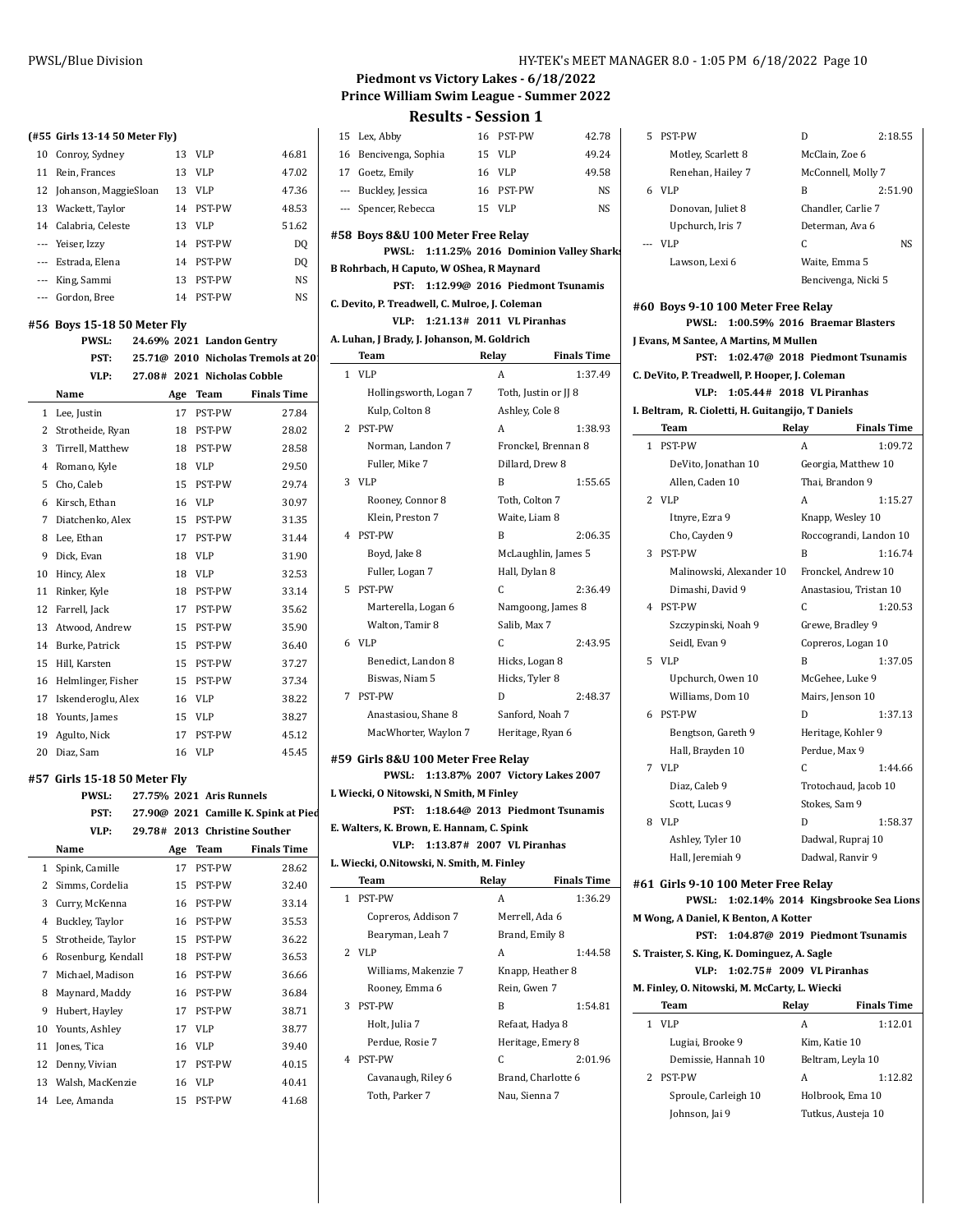**Piedmont vs Victory Lakes - 6/18/2022**
**Prince William Swim League - Summer 2022**

## Results - Session 1

### (#55 Girls 13-14 50 Meter Fly)

| | Name | Age | Team | Finals Time |
|---|---|---|---|---|
| 10 | Conroy, Sydney | 13 | VLP | 46.81 |
| 11 | Rein, Frances | 13 | VLP | 47.02 |
| 12 | Johanson, MaggieSloan | 13 | VLP | 47.36 |
| 13 | Wackett, Taylor | 14 | PST-PW | 48.53 |
| 14 | Calabria, Celeste | 13 | VLP | 51.62 |
| --- | Yeiser, Izzy | 14 | PST-PW | DQ |
| --- | Estrada, Elena | 14 | PST-PW | DQ |
| --- | King, Sammi | 13 | PST-PW | NS |
| --- | Gordon, Bree | 14 | PST-PW | NS |

### #56 Boys 15-18 50 Meter Fly

PWSL: 24.69% 2021 Landon Gentry
PST: 25.71@ 2010 Nicholas Tremols at 20
VLP: 27.08# 2021 Nicholas Cobble

| | Name | Age | Team | Finals Time |
|---|---|---|---|---|
| 1 | Lee, Justin | 17 | PST-PW | 27.84 |
| 2 | Strotheide, Ryan | 18 | PST-PW | 28.02 |
| 3 | Tirrell, Matthew | 18 | PST-PW | 28.58 |
| 4 | Romano, Kyle | 18 | VLP | 29.50 |
| 5 | Cho, Caleb | 15 | PST-PW | 29.74 |
| 6 | Kirsch, Ethan | 16 | VLP | 30.97 |
| 7 | Diatchenko, Alex | 15 | PST-PW | 31.35 |
| 8 | Lee, Ethan | 17 | PST-PW | 31.44 |
| 9 | Dick, Evan | 18 | VLP | 31.90 |
| 10 | Hincy, Alex | 18 | VLP | 32.53 |
| 11 | Rinker, Kyle | 18 | PST-PW | 33.14 |
| 12 | Farrell, Jack | 17 | PST-PW | 35.62 |
| 13 | Atwood, Andrew | 15 | PST-PW | 35.90 |
| 14 | Burke, Patrick | 15 | PST-PW | 36.40 |
| 15 | Hill, Karsten | 15 | PST-PW | 37.27 |
| 16 | Helmlinger, Fisher | 15 | PST-PW | 37.34 |
| 17 | Iskenderoglu, Alex | 16 | VLP | 38.22 |
| 18 | Younts, James | 15 | VLP | 38.27 |
| 19 | Agulto, Nick | 17 | PST-PW | 45.12 |
| 20 | Diaz, Sam | 16 | VLP | 45.45 |

### #57 Girls 15-18 50 Meter Fly

PWSL: 27.75% 2021 Aris Runnels
PST: 27.90@ 2021 Camille K. Spink at Pied
VLP: 29.78# 2013 Christine Souther

| | Name | Age | Team | Finals Time |
|---|---|---|---|---|
| 1 | Spink, Camille | 17 | PST-PW | 28.62 |
| 2 | Simms, Cordelia | 15 | PST-PW | 32.40 |
| 3 | Curry, McKenna | 16 | PST-PW | 33.14 |
| 4 | Buckley, Taylor | 16 | PST-PW | 35.53 |
| 5 | Strotheide, Taylor | 15 | PST-PW | 36.22 |
| 6 | Rosenburg, Kendall | 18 | PST-PW | 36.53 |
| 7 | Michael, Madison | 16 | PST-PW | 36.66 |
| 8 | Maynard, Maddy | 16 | PST-PW | 36.84 |
| 9 | Hubert, Hayley | 17 | PST-PW | 38.71 |
| 10 | Younts, Ashley | 17 | VLP | 38.77 |
| 11 | Jones, Tica | 16 | VLP | 39.40 |
| 12 | Denny, Vivian | 17 | PST-PW | 40.15 |
| 13 | Walsh, MacKenzie | 16 | VLP | 40.41 |
| 14 | Lee, Amanda | 15 | PST-PW | 41.68 |
| 15 | Lex, Abby | 16 | PST-PW | 42.78 |
| 16 | Bencivenga, Sophia | 15 | VLP | 49.24 |
| 17 | Goetz, Emily | 16 | VLP | 49.58 |
| --- | Buckley, Jessica | 16 | PST-PW | NS |
| --- | Spencer, Rebecca | 15 | VLP | NS |

### #58 Boys 8&U 100 Meter Free Relay

PWSL: 1:11.25% 2016 Dominion Valley Sharks
B Rohrbach, H Caputo, W OShea, R Maynard
PST: 1:12.99@ 2016 Piedmont Tsunamis
C. Devito, P. Treadwell, C. Mulroe, J. Coleman
VLP: 1:21.13# 2011 VL Piranhas
A. Luhan, J Brady, J. Johanson, M. Goldrich

| | Team | Relay | Finals Time |
|---|---|---|---|
| 1 | VLP | A | 1:37.49 |
| | Hollingsworth, Logan 7 | Toth, Justin or JJ 8 | |
| | Kulp, Colton 8 | Ashley, Cole 8 | |
| 2 | PST-PW | A | 1:38.93 |
| | Norman, Landon 7 | Fronckel, Brennan 8 | |
| | Fuller, Mike 7 | Dillard, Drew 8 | |
| 3 | VLP | B | 1:55.65 |
| | Rooney, Connor 8 | Toth, Colton 7 | |
| | Klein, Preston 7 | Waite, Liam 8 | |
| 4 | PST-PW | B | 2:06.35 |
| | Boyd, Jake 8 | McLaughlin, James 5 | |
| | Fuller, Logan 7 | Hall, Dylan 8 | |
| 5 | PST-PW | C | 2:36.49 |
| | Marterella, Logan 6 | Namgoong, James 8 | |
| | Walton, Tamir 8 | Salib, Max 7 | |
| 6 | VLP | C | 2:43.95 |
| | Benedict, Landon 8 | Hicks, Logan 8 | |
| | Biswas, Niam 5 | Hicks, Tyler 8 | |
| 7 | PST-PW | D | 2:48.37 |
| | Anastasiou, Shane 8 | Sanford, Noah 7 | |
| | MacWhorter, Waylon 7 | Heritage, Ryan 6 | |

### #59 Girls 8&U 100 Meter Free Relay

PWSL: 1:13.87% 2007 Victory Lakes 2007
L Wiecki, O Nitowski, N Smith, M Finley
PST: 1:18.64@ 2013 Piedmont Tsunamis
E. Walters, K. Brown, E. Hannam, C. Spink
VLP: 1:13.87# 2007 VL Piranhas
L. Wiecki, O.Nitowski, N. Smith, M. Finley

| | Team | Relay | Finals Time |
|---|---|---|---|
| 1 | PST-PW | A | 1:36.29 |
| | Copreros, Addison 7 | Merrell, Ada 6 | |
| | Bearyman, Leah 7 | Brand, Emily 8 | |
| 2 | VLP | A | 1:44.58 |
| | Williams, Makenzie 7 | Knapp, Heather 8 | |
| | Rooney, Emma 6 | Rein, Gwen 7 | |
| 3 | PST-PW | B | 1:54.81 |
| | Holt, Julia 7 | Refaat, Hadya 8 | |
| | Perdue, Rosie 7 | Heritage, Emery 8 | |
| 4 | PST-PW | C | 2:01.96 |
| | Cavanaugh, Riley 6 | Brand, Charlotte 6 | |
| | Toth, Parker 7 | Nau, Sienna 7 | |
| 5 | PST-PW | D | 2:18.55 |
| | Motley, Scarlett 8 | McClain, Zoe 6 | |
| | Renehan, Hailey 7 | McConnell, Molly 7 | |
| 6 | VLP | B | 2:51.90 |
| | Donovan, Juliet 8 | Chandler, Carlie 7 | |
| | Upchurch, Iris 7 | Determan, Ava 6 | |
| --- | VLP | C | NS |
| | Lawson, Lexi 6 | Waite, Emma 5 | |
| | | Bencivenga, Nicki 5 | |

### #60 Boys 9-10 100 Meter Free Relay

PWSL: 1:00.59% 2016 Braemar Blasters
J Evans, M Santee, A Martins, M Mullen
PST: 1:02.47@ 2018 Piedmont Tsunamis
C. DeVito, P. Treadwell, P. Hooper, J. Coleman
VLP: 1:05.44# 2018 VL Piranhas
I. Beltram, R. Cioletti, H. Guitangijo, T Daniels

| | Team | Relay | Finals Time |
|---|---|---|---|
| 1 | PST-PW | A | 1:09.72 |
| | DeVito, Jonathan 10 | Georgia, Matthew 10 | |
| | Allen, Caden 10 | Thai, Brandon 9 | |
| 2 | VLP | A | 1:15.27 |
| | Itnyre, Ezra 9 | Knapp, Wesley 10 | |
| | Cho, Cayden 9 | Roccograndi, Landon 10 | |
| 3 | PST-PW | B | 1:16.74 |
| | Malinowski, Alexander 10 | Fronckel, Andrew 10 | |
| | Dimashi, David 9 | Anastasiou, Tristan 10 | |
| 4 | PST-PW | C | 1:20.53 |
| | Szczypinski, Noah 9 | Grewe, Bradley 9 | |
| | Seidl, Evan 9 | Copreros, Logan 10 | |
| 5 | VLP | B | 1:37.05 |
| | Upchurch, Owen 10 | McGehee, Luke 9 | |
| | Williams, Dom 10 | Mairs, Jenson 10 | |
| 6 | PST-PW | D | 1:37.13 |
| | Bengtson, Gareth 9 | Heritage, Kohler 9 | |
| | Hall, Brayden 10 | Perdue, Max 9 | |
| 7 | VLP | C | 1:44.66 |
| | Diaz, Caleb 9 | Trotochaud, Jacob 10 | |
| | Scott, Lucas 9 | Stokes, Sam 9 | |
| 8 | VLP | D | 1:58.37 |
| | Ashley, Tyler 10 | Dadwal, Rupraj 10 | |
| | Hall, Jeremiah 9 | Dadwal, Ranvir 9 | |

### #61 Girls 9-10 100 Meter Free Relay

PWSL: 1:02.14% 2014 Kingsbrooke Sea Lions
M Wong, A Daniel, K Benton, A Kotter
PST: 1:04.87@ 2019 Piedmont Tsunamis
S. Traister, S. King, K. Dominguez, A. Sagle
VLP: 1:02.75# 2009 VL Piranhas
M. Finley, O. Nitowski, M. McCarty, L. Wiecki

| | Team | Relay | Finals Time |
|---|---|---|---|
| 1 | VLP | A | 1:12.01 |
| | Lugiai, Brooke 9 | Kim, Katie 10 | |
| | Demissie, Hannah 10 | Beltram, Leyla 10 | |
| 2 | PST-PW | A | 1:12.82 |
| | Sproule, Carleigh 10 | Holbrook, Ema 10 | |
| | Johnson, Jai 9 | Tutkus, Austeja 10 | |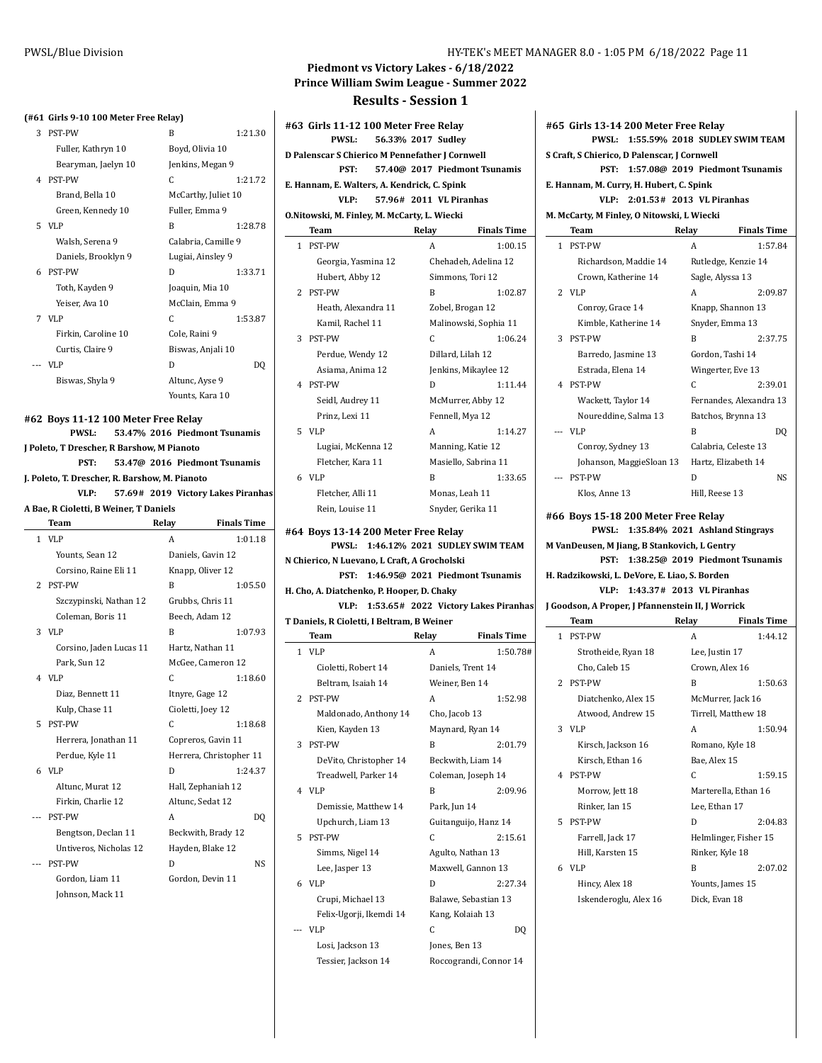# Piedmont vs Victory Lakes - 6/18/2022
## Prince William Swim League - Summer 2022
## Results - Session 1

### (#61 Girls 9-10 100 Meter Free Relay)

| | Team | Relay | Finals Time |
|---|---|---|---|
| 3 | PST-PW | B | 1:21.30 |
| | Fuller, Kathryn 10 | Boyd, Olivia 10 | |
| | Bearyman, Jaelyn 10 | Jenkins, Megan 9 | |
| 4 | PST-PW | C | 1:21.72 |
| | Brand, Bella 10 | McCarthy, Juliet 10 | |
| | Green, Kennedy 10 | Fuller, Emma 9 | |
| 5 | VLP | B | 1:28.78 |
| | Walsh, Serena 9 | Calabria, Camille 9 | |
| | Daniels, Brooklyn 9 | Lugiai, Ainsley 9 | |
| 6 | PST-PW | D | 1:33.71 |
| | Toth, Kayden 9 | Joaquin, Mia 10 | |
| | Yeiser, Ava 10 | McClain, Emma 9 | |
| 7 | VLP | C | 1:53.87 |
| | Firkin, Caroline 10 | Cole, Raini 9 | |
| | Curtis, Claire 9 | Biswas, Anjali 10 | |
| --- | VLP | D | DQ |
| | Biswas, Shyla 9 | Altunc, Ayse 9 | |
| | | Younts, Kara 10 | |

### #62 Boys 11-12 100 Meter Free Relay

PWSL: 53.47% 2016 Piedmont Tsunamis
J Poleto, T Drescher, R Barshow, M Pianoto
PST: 53.47@ 2016 Piedmont Tsunamis
J. Poleto, T. Drescher, R. Barshow, M. Pianoto
VLP: 57.69# 2019 Victory Lakes Piranhas
A Bae, R Cioletti, B Weiner, T Daniels

| | Team | Relay | Finals Time |
|---|---|---|---|
| 1 | VLP | A | 1:01.18 |
| | Younts, Sean 12 | Daniels, Gavin 12 | |
| | Corsino, Raine Eli 11 | Knapp, Oliver 12 | |
| 2 | PST-PW | B | 1:05.50 |
| | Szczypinski, Nathan 12 | Grubbs, Chris 11 | |
| | Coleman, Boris 11 | Beech, Adam 12 | |
| 3 | VLP | B | 1:07.93 |
| | Corsino, Jaden Lucas 11 | Hartz, Nathan 11 | |
| | Park, Sun 12 | McGee, Cameron 12 | |
| 4 | VLP | C | 1:18.60 |
| | Diaz, Bennett 11 | Itnyre, Gage 12 | |
| | Kulp, Chase 11 | Cioletti, Joey 12 | |
| 5 | PST-PW | C | 1:18.68 |
| | Herrera, Jonathan 11 | Copreros, Gavin 11 | |
| | Perdue, Kyle 11 | Herrera, Christopher 11 | |
| 6 | VLP | D | 1:24.37 |
| | Altunc, Murat 12 | Hall, Zephaniah 12 | |
| | Firkin, Charlie 12 | Altunc, Sedat 12 | |
| --- | PST-PW | A | DQ |
| | Bengtson, Declan 11 | Beckwith, Brady 12 | |
| | Untiveros, Nicholas 12 | Hayden, Blake 12 | |
| --- | PST-PW | D | NS |
| | Gordon, Liam 11 | Gordon, Devin 11 | |
| | Johnson, Mack 11 | | |

### #63 Girls 11-12 100 Meter Free Relay

PWSL: 56.33% 2017 Sudley
D Palenscar S Chierico M Pennefather J Cornwell
PST: 57.40@ 2017 Piedmont Tsunamis
E. Hannam, E. Walters, A. Kendrick, C. Spink
VLP: 57.96# 2011 VL Piranhas
O.Nitowski, M. Finley, M. McCarty, L. Wiecki

| | Team | Relay | Finals Time |
|---|---|---|---|
| 1 | PST-PW | A | 1:00.15 |
| | Georgia, Yasmina 12 | Chehadeh, Adelina 12 | |
| | Hubert, Abby 12 | Simmons, Tori 12 | |
| 2 | PST-PW | B | 1:02.87 |
| | Heath, Alexandra 11 | Zobel, Brogan 12 | |
| | Kamil, Rachel 11 | Malinowski, Sophia 11 | |
| 3 | PST-PW | C | 1:06.24 |
| | Perdue, Wendy 12 | Dillard, Lilah 12 | |
| | Asiama, Anima 12 | Jenkins, Mikaylee 12 | |
| 4 | PST-PW | D | 1:11.44 |
| | Seidl, Audrey 11 | McMurrer, Abby 12 | |
| | Prinz, Lexi 11 | Fennell, Mya 12 | |
| 5 | VLP | A | 1:14.27 |
| | Lugiai, McKenna 12 | Manning, Katie 12 | |
| | Fletcher, Kara 11 | Masiello, Sabrina 11 | |
| 6 | VLP | B | 1:33.65 |
| | Fletcher, Alli 11 | Monas, Leah 11 | |
| | Rein, Louise 11 | Snyder, Gerika 11 | |

### #64 Boys 13-14 200 Meter Free Relay

PWSL: 1:46.12% 2021 SUDLEY SWIM TEAM
N Chierico, N Luevano, L Craft, A Grocholski
PST: 1:46.95@ 2021 Piedmont Tsunamis
H. Cho, A. Diatchenko, P. Hooper, D. Chaky
VLP: 1:53.65# 2022 Victory Lakes Piranhas
T Daniels, R Cioletti, I Beltram, B Weiner

| | Team | Relay | Finals Time |
|---|---|---|---|
| 1 | VLP | A | 1:50.78# |
| | Cioletti, Robert 14 | Daniels, Trent 14 | |
| | Beltram, Isaiah 14 | Weiner, Ben 14 | |
| 2 | PST-PW | A | 1:52.98 |
| | Maldonado, Anthony 14 | Cho, Jacob 13 | |
| | Kien, Kayden 13 | Maynard, Ryan 14 | |
| 3 | PST-PW | B | 2:01.79 |
| | DeVito, Christopher 14 | Beckwith, Liam 14 | |
| | Treadwell, Parker 14 | Coleman, Joseph 14 | |
| 4 | VLP | B | 2:09.96 |
| | Demissie, Matthew 14 | Park, Jun 14 | |
| | Upchurch, Liam 13 | Guitanguijo, Hanz 14 | |
| 5 | PST-PW | C | 2:15.61 |
| | Simms, Nigel 14 | Agulto, Nathan 13 | |
| | Lee, Jasper 13 | Maxwell, Gannon 13 | |
| 6 | VLP | D | 2:27.34 |
| | Crupi, Michael 13 | Balawe, Sebastian 13 | |
| | Felix-Ugorji, Ikemdi 14 | Kang, Kolaiah 13 | |
| --- | VLP | C | DQ |
| | Losi, Jackson 13 | Jones, Ben 13 | |
| | Tessier, Jackson 14 | Roccograndi, Connor 14 | |

### #65 Girls 13-14 200 Meter Free Relay

PWSL: 1:55.59% 2018 SUDLEY SWIM TEAM
S Craft, S Chierico, D Palenscar, J Cornwell
PST: 1:57.08@ 2019 Piedmont Tsunamis
E. Hannam, M. Curry, H. Hubert, C. Spink
VLP: 2:01.53# 2013 VL Piranhas
M. McCarty, M Finley, O Nitowski, L Wiecki

| | Team | Relay | Finals Time |
|---|---|---|---|
| 1 | PST-PW | A | 1:57.84 |
| | Richardson, Maddie 14 | Rutledge, Kenzie 14 | |
| | Crown, Katherine 14 | Sagle, Alyssa 13 | |
| 2 | VLP | A | 2:09.87 |
| | Conroy, Grace 14 | Knapp, Shannon 13 | |
| | Kimble, Katherine 14 | Snyder, Emma 13 | |
| 3 | PST-PW | B | 2:37.75 |
| | Barredo, Jasmine 13 | Gordon, Tashi 14 | |
| | Estrada, Elena 14 | Wingerter, Eve 13 | |
| 4 | PST-PW | C | 2:39.01 |
| | Wackett, Taylor 14 | Fernandes, Alexandra 13 | |
| | Noureddine, Salma 13 | Batchos, Brynna 13 | |
| --- | VLP | B | DQ |
| | Conroy, Sydney 13 | Calabria, Celeste 13 | |
| | Johanson, MaggieSloan 13 | Hartz, Elizabeth 14 | |
| --- | PST-PW | D | NS |
| | Klos, Anne 13 | Hill, Reese 13 | |

### #66 Boys 15-18 200 Meter Free Relay

PWSL: 1:35.84% 2021 Ashland Stingrays
M VanDeusen, M Jiang, B Stankovich, L Gentry
PST: 1:38.25@ 2019 Piedmont Tsunamis
H. Radzikowski, L. DeVore, E. Liao, S. Borden
VLP: 1:43.37# 2013 VL Piranhas
J Goodson, A Proper, J Pfannenstein II, J Worrick

| | Team | Relay | Finals Time |
|---|---|---|---|
| 1 | PST-PW | A | 1:44.12 |
| | Strotheide, Ryan 18 | Lee, Justin 17 | |
| | Cho, Caleb 15 | Crown, Alex 16 | |
| 2 | PST-PW | B | 1:50.63 |
| | Diatchenko, Alex 15 | McMurrer, Jack 16 | |
| | Atwood, Andrew 15 | Tirrell, Matthew 18 | |
| 3 | VLP | A | 1:50.94 |
| | Kirsch, Jackson 16 | Romano, Kyle 18 | |
| | Kirsch, Ethan 16 | Bae, Alex 15 | |
| 4 | PST-PW | C | 1:59.15 |
| | Morrow, Jett 18 | Marterella, Ethan 16 | |
| | Rinker, Ian 15 | Lee, Ethan 17 | |
| 5 | PST-PW | D | 2:04.83 |
| | Farrell, Jack 17 | Helmlinger, Fisher 15 | |
| | Hill, Karsten 15 | Rinker, Kyle 18 | |
| 6 | VLP | B | 2:07.02 |
| | Hincy, Alex 18 | Younts, James 15 | |
| | Iskenderoglu, Alex 16 | Dick, Evan 18 | |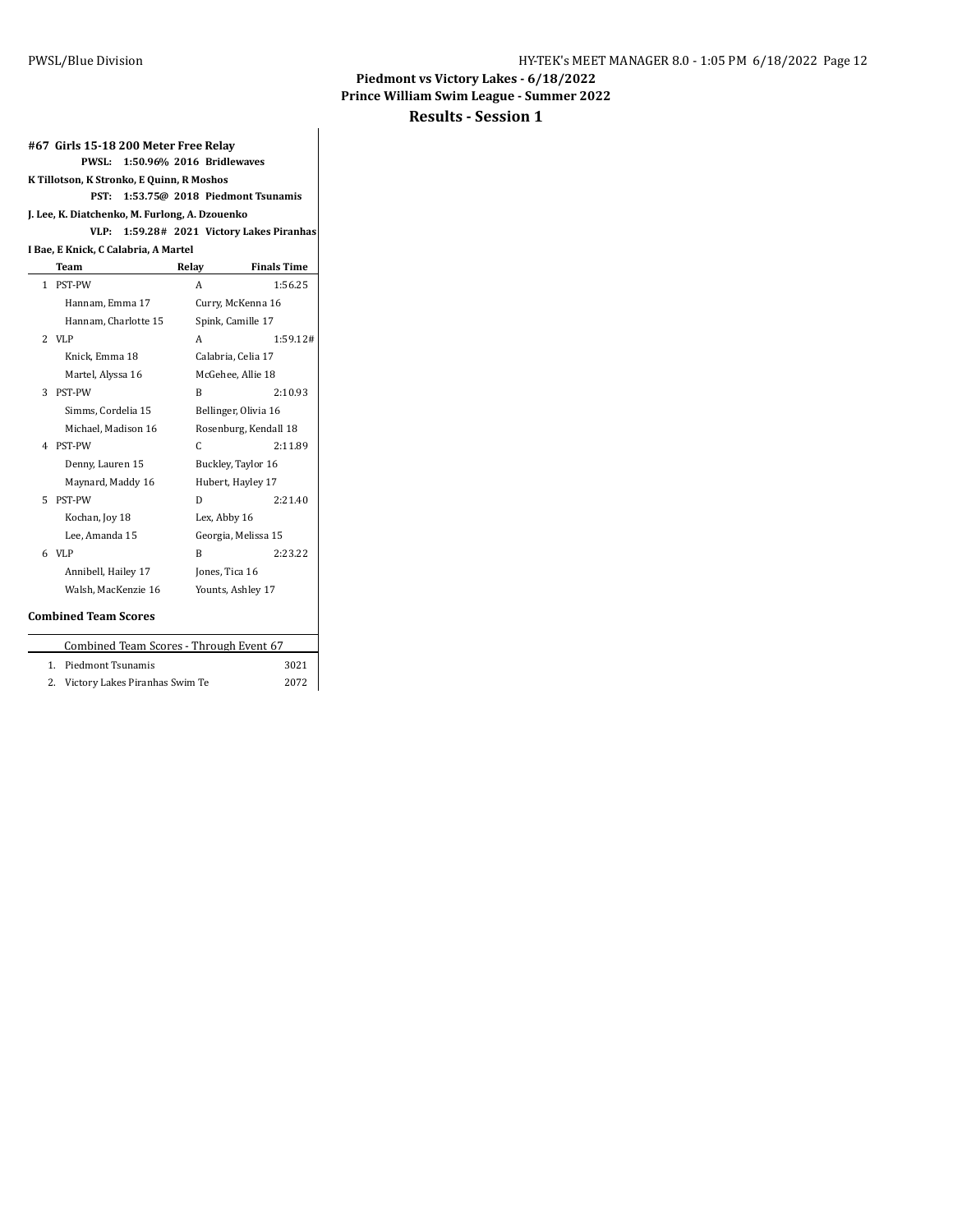**Piedmont vs Victory Lakes - 6/18/2022**
**Prince William Swim League - Summer 2022**

## Results - Session 1

### #67 Girls 15-18 200 Meter Free Relay

**PWSL: 1:50.96% 2016 Bridlewaves**
**K Tillotson, K Stronko, E Quinn, R Moshos**
**PST: 1:53.75@ 2018 Piedmont Tsunamis**
**J. Lee, K. Diatchenko, M. Furlong, A. Dzouenko**
**VLP: 1:59.28# 2021 Victory Lakes Piranhas**
**I Bae, E Knick, C Calabria, A Martel**

| | Team | Relay | Finals Time |
|---|---|---|---|
| 1 | PST-PW | A | 1:56.25 |
| | Hannam, Emma 17 | Curry, McKenna 16 | |
| | Hannam, Charlotte 15 | Spink, Camille 17 | |
| 2 | VLP | A | 1:59.12# |
| | Knick, Emma 18 | Calabria, Celia 17 | |
| | Martel, Alyssa 16 | McGehee, Allie 18 | |
| 3 | PST-PW | B | 2:10.93 |
| | Simms, Cordelia 15 | Bellinger, Olivia 16 | |
| | Michael, Madison 16 | Rosenburg, Kendall 18 | |
| 4 | PST-PW | C | 2:11.89 |
| | Denny, Lauren 15 | Buckley, Taylor 16 | |
| | Maynard, Maddy 16 | Hubert, Hayley 17 | |
| 5 | PST-PW | D | 2:21.40 |
| | Kochan, Joy 18 | Lex, Abby 16 | |
| | Lee, Amanda 15 | Georgia, Melissa 15 | |
| 6 | VLP | B | 2:23.22 |
| | Annibell, Hailey 17 | Jones, Tica 16 | |
| | Walsh, MacKenzie 16 | Younts, Ashley 17 | |

### Combined Team Scores

| | Combined Team Scores - Through Event 67 | |
|---|---|---|
| 1. | Piedmont Tsunamis | 3021 |
| 2. | Victory Lakes Piranhas Swim Te | 2072 |